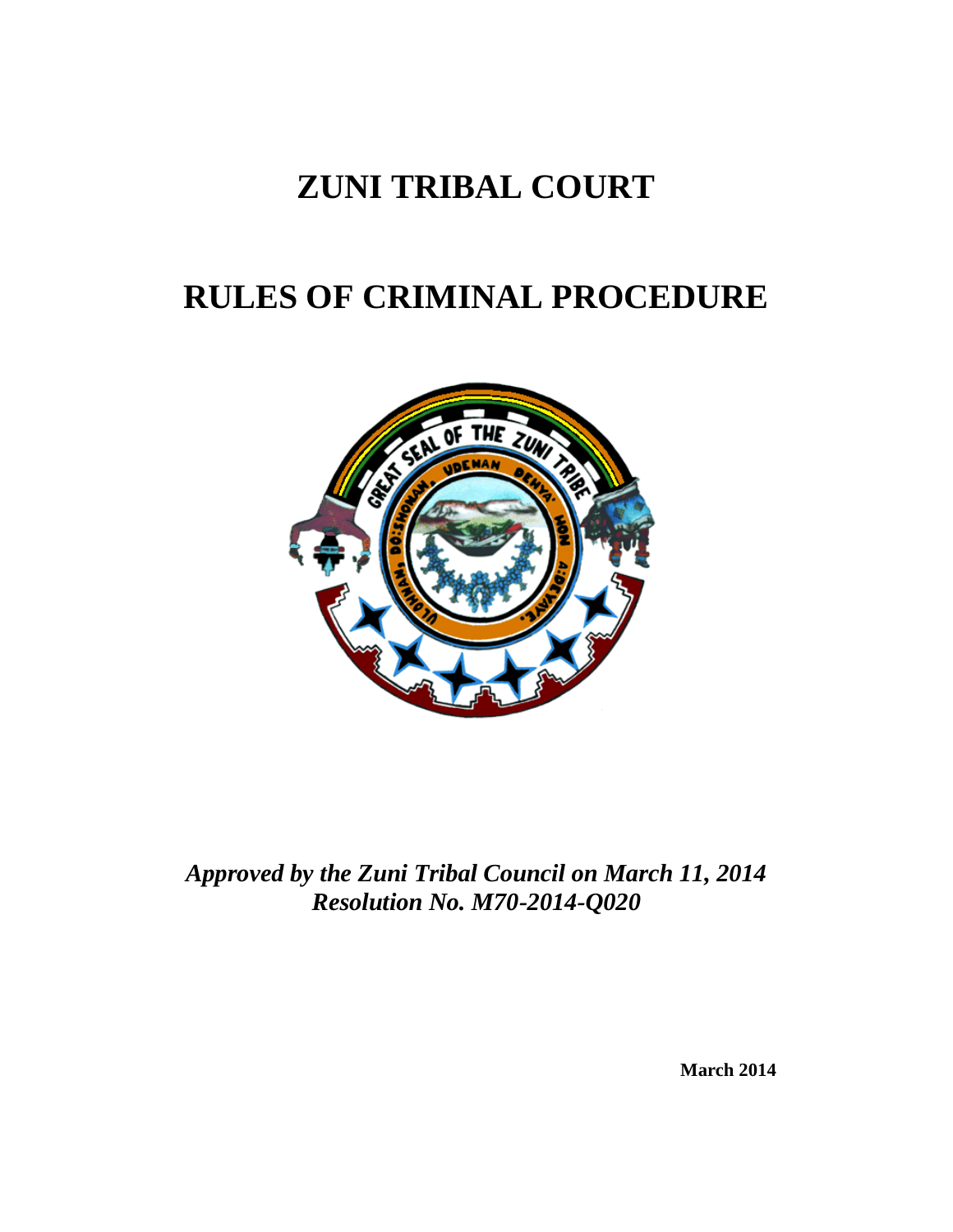# ZUNI TRIBAL COURT

# RULES OF CRIMINAL PROCEDURE

***Approved by the Zuni Tribal Council on March 11, 2014***
***Resolution No. M70-2014-Q020***

**March 2014**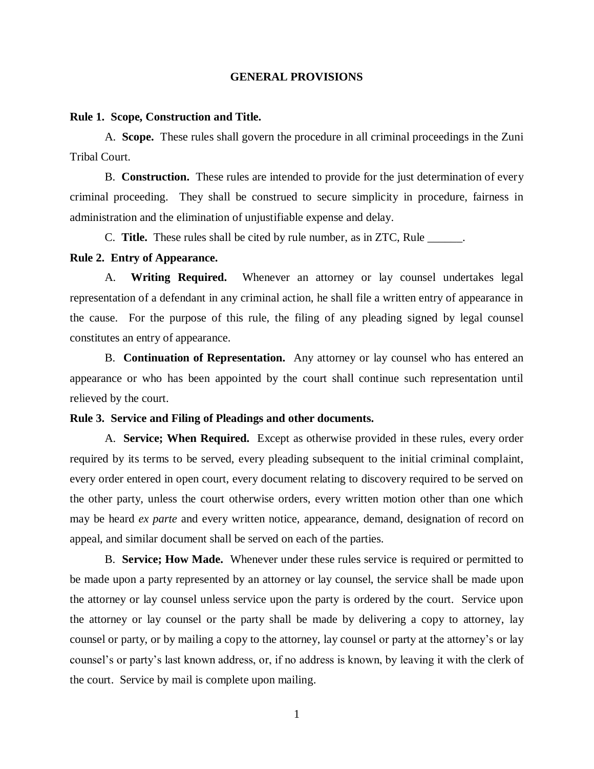## GENERAL PROVISIONS

**Rule 1. Scope, Construction and Title.**

A. **Scope.** These rules shall govern the procedure in all criminal proceedings in the Zuni Tribal Court.

B. **Construction.** These rules are intended to provide for the just determination of every criminal proceeding. They shall be construed to secure simplicity in procedure, fairness in administration and the elimination of unjustifiable expense and delay.

C. **Title.** These rules shall be cited by rule number, as in ZTC, Rule ______.

**Rule 2. Entry of Appearance.**

A. **Writing Required.** Whenever an attorney or lay counsel undertakes legal representation of a defendant in any criminal action, he shall file a written entry of appearance in the cause. For the purpose of this rule, the filing of any pleading signed by legal counsel constitutes an entry of appearance.

B. **Continuation of Representation.** Any attorney or lay counsel who has entered an appearance or who has been appointed by the court shall continue such representation until relieved by the court.

**Rule 3. Service and Filing of Pleadings and other documents.**

A. **Service; When Required.** Except as otherwise provided in these rules, every order required by its terms to be served, every pleading subsequent to the initial criminal complaint, every order entered in open court, every document relating to discovery required to be served on the other party, unless the court otherwise orders, every written motion other than one which may be heard *ex parte* and every written notice, appearance, demand, designation of record on appeal, and similar document shall be served on each of the parties.

B. **Service; How Made.** Whenever under these rules service is required or permitted to be made upon a party represented by an attorney or lay counsel, the service shall be made upon the attorney or lay counsel unless service upon the party is ordered by the court. Service upon the attorney or lay counsel or the party shall be made by delivering a copy to attorney, lay counsel or party, or by mailing a copy to the attorney, lay counsel or party at the attorney's or lay counsel's or party's last known address, or, if no address is known, by leaving it with the clerk of the court. Service by mail is complete upon mailing.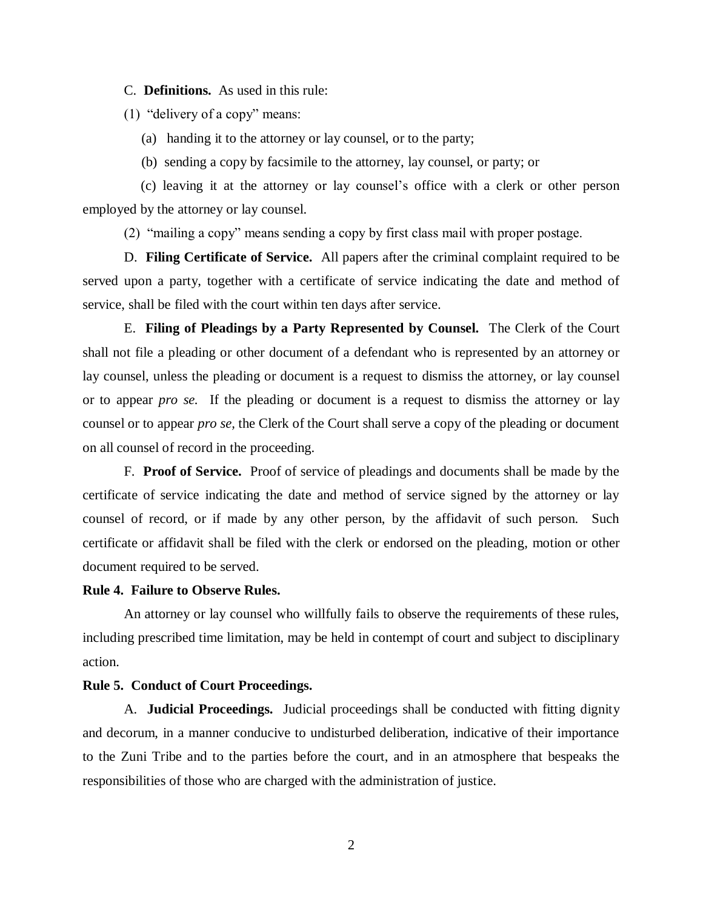C. **Definitions.** As used in this rule:

(1) "delivery of a copy" means:

(a) handing it to the attorney or lay counsel, or to the party;

(b) sending a copy by facsimile to the attorney, lay counsel, or party; or

(c) leaving it at the attorney or lay counsel's office with a clerk or other person employed by the attorney or lay counsel.

(2) "mailing a copy" means sending a copy by first class mail with proper postage.

D. **Filing Certificate of Service.** All papers after the criminal complaint required to be served upon a party, together with a certificate of service indicating the date and method of service, shall be filed with the court within ten days after service.

E. **Filing of Pleadings by a Party Represented by Counsel.** The Clerk of the Court shall not file a pleading or other document of a defendant who is represented by an attorney or lay counsel, unless the pleading or document is a request to dismiss the attorney, or lay counsel or to appear *pro se.* If the pleading or document is a request to dismiss the attorney or lay counsel or to appear *pro se,* the Clerk of the Court shall serve a copy of the pleading or document on all counsel of record in the proceeding.

F. **Proof of Service.** Proof of service of pleadings and documents shall be made by the certificate of service indicating the date and method of service signed by the attorney or lay counsel of record, or if made by any other person, by the affidavit of such person. Such certificate or affidavit shall be filed with the clerk or endorsed on the pleading, motion or other document required to be served.

**Rule 4. Failure to Observe Rules.**

An attorney or lay counsel who willfully fails to observe the requirements of these rules, including prescribed time limitation, may be held in contempt of court and subject to disciplinary action.

**Rule 5. Conduct of Court Proceedings.**

A. **Judicial Proceedings.** Judicial proceedings shall be conducted with fitting dignity and decorum, in a manner conducive to undisturbed deliberation, indicative of their importance to the Zuni Tribe and to the parties before the court, and in an atmosphere that bespeaks the responsibilities of those who are charged with the administration of justice.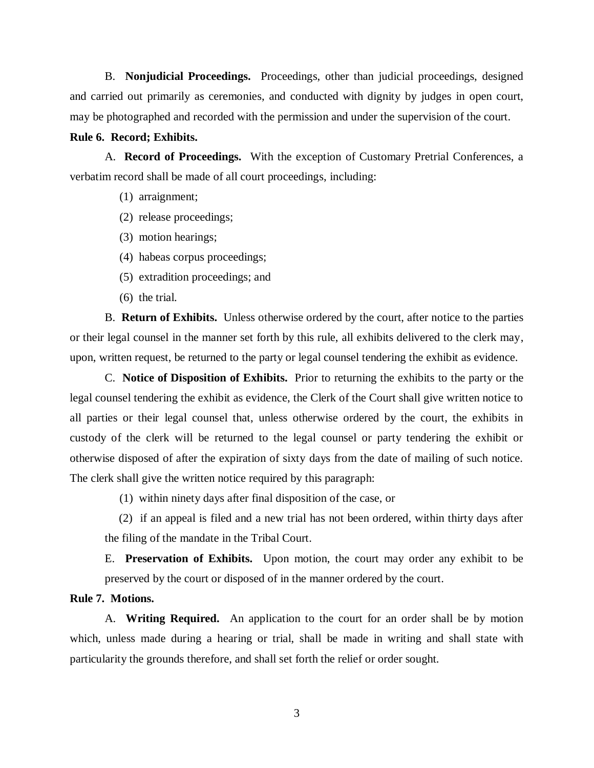B. **Nonjudicial Proceedings.** Proceedings, other than judicial proceedings, designed and carried out primarily as ceremonies, and conducted with dignity by judges in open court, may be photographed and recorded with the permission and under the supervision of the court.

**Rule 6. Record; Exhibits.**

A. **Record of Proceedings.** With the exception of Customary Pretrial Conferences, a verbatim record shall be made of all court proceedings, including:

(1) arraignment;

(2) release proceedings;

(3) motion hearings;

(4) habeas corpus proceedings;

(5) extradition proceedings; and

(6) the trial.

B. **Return of Exhibits.** Unless otherwise ordered by the court, after notice to the parties or their legal counsel in the manner set forth by this rule, all exhibits delivered to the clerk may, upon, written request, be returned to the party or legal counsel tendering the exhibit as evidence.

C. **Notice of Disposition of Exhibits.** Prior to returning the exhibits to the party or the legal counsel tendering the exhibit as evidence, the Clerk of the Court shall give written notice to all parties or their legal counsel that, unless otherwise ordered by the court, the exhibits in custody of the clerk will be returned to the legal counsel or party tendering the exhibit or otherwise disposed of after the expiration of sixty days from the date of mailing of such notice. The clerk shall give the written notice required by this paragraph:

(1) within ninety days after final disposition of the case, or

(2) if an appeal is filed and a new trial has not been ordered, within thirty days after the filing of the mandate in the Tribal Court.

E. **Preservation of Exhibits.** Upon motion, the court may order any exhibit to be preserved by the court or disposed of in the manner ordered by the court.

**Rule 7. Motions.**

A. **Writing Required.** An application to the court for an order shall be by motion which, unless made during a hearing or trial, shall be made in writing and shall state with particularity the grounds therefore, and shall set forth the relief or order sought.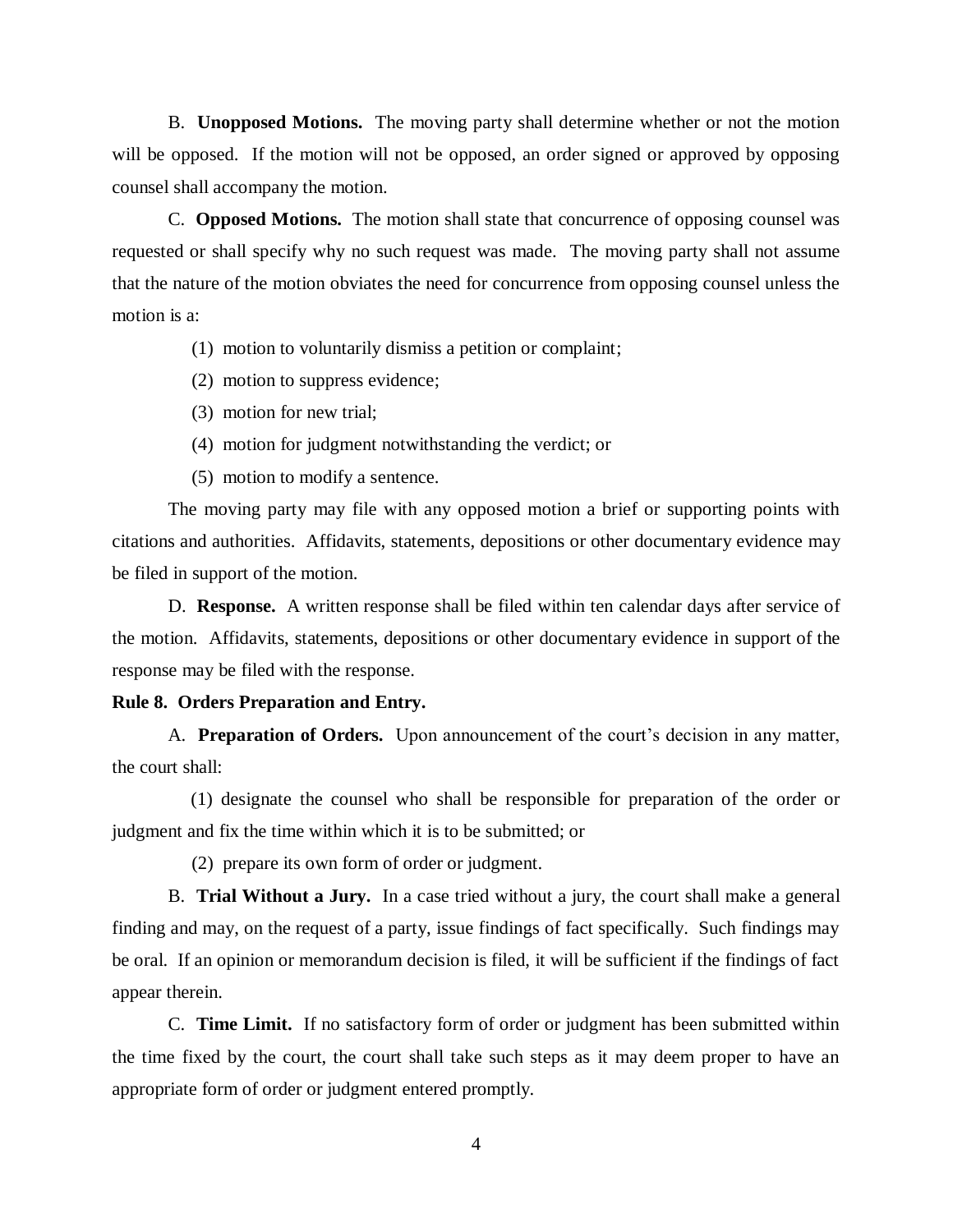B. **Unopposed Motions.** The moving party shall determine whether or not the motion will be opposed. If the motion will not be opposed, an order signed or approved by opposing counsel shall accompany the motion.

C. **Opposed Motions.** The motion shall state that concurrence of opposing counsel was requested or shall specify why no such request was made. The moving party shall not assume that the nature of the motion obviates the need for concurrence from opposing counsel unless the motion is a:

(1) motion to voluntarily dismiss a petition or complaint;

(2) motion to suppress evidence;

(3) motion for new trial;

(4) motion for judgment notwithstanding the verdict; or

(5) motion to modify a sentence.

The moving party may file with any opposed motion a brief or supporting points with citations and authorities. Affidavits, statements, depositions or other documentary evidence may be filed in support of the motion.

D. **Response.** A written response shall be filed within ten calendar days after service of the motion. Affidavits, statements, depositions or other documentary evidence in support of the response may be filed with the response.

**Rule 8. Orders Preparation and Entry.**

A. **Preparation of Orders.** Upon announcement of the court's decision in any matter, the court shall:

(1) designate the counsel who shall be responsible for preparation of the order or judgment and fix the time within which it is to be submitted; or

(2) prepare its own form of order or judgment.

B. **Trial Without a Jury.** In a case tried without a jury, the court shall make a general finding and may, on the request of a party, issue findings of fact specifically. Such findings may be oral. If an opinion or memorandum decision is filed, it will be sufficient if the findings of fact appear therein.

C. **Time Limit.** If no satisfactory form of order or judgment has been submitted within the time fixed by the court, the court shall take such steps as it may deem proper to have an appropriate form of order or judgment entered promptly.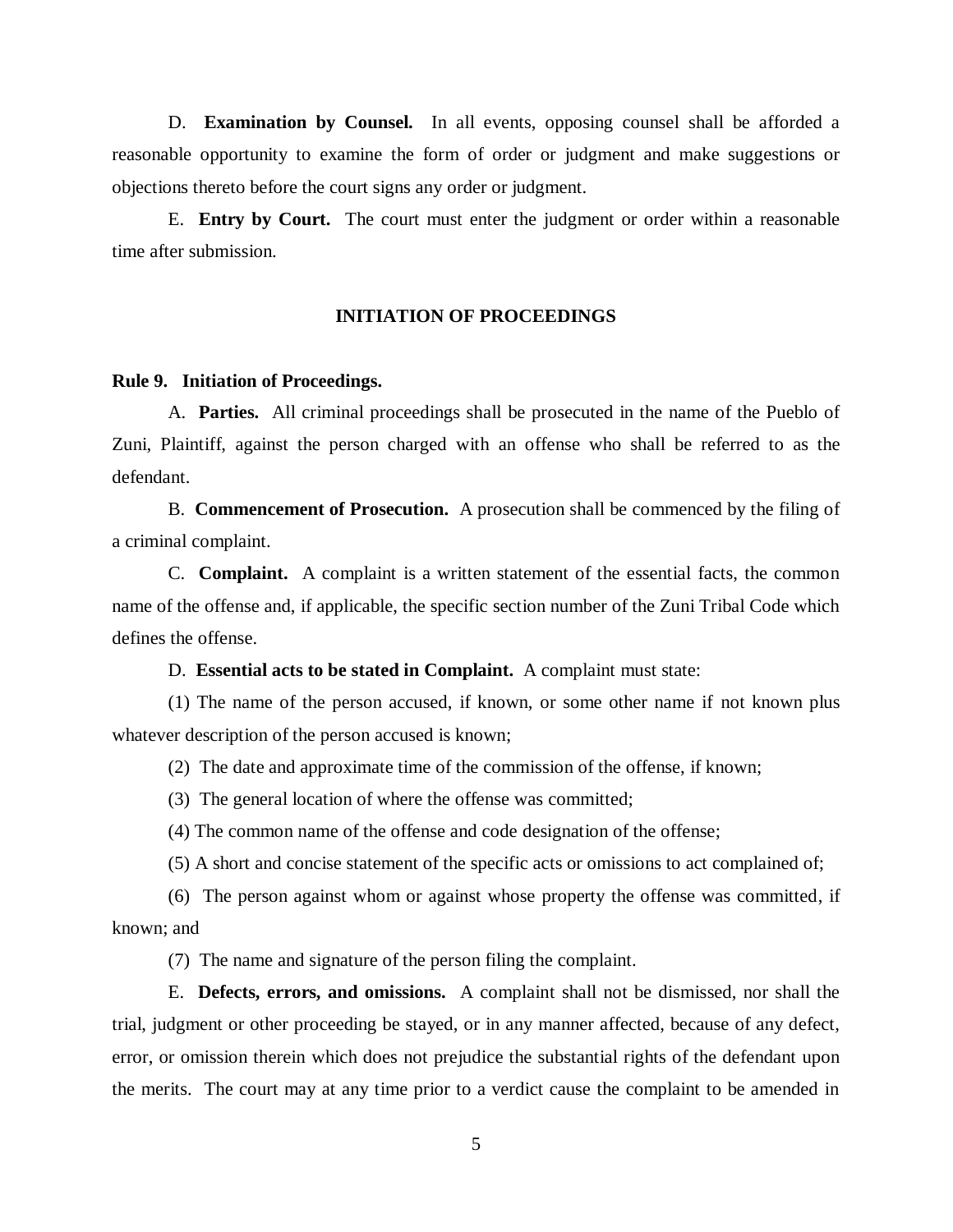D. **Examination by Counsel.** In all events, opposing counsel shall be afforded a reasonable opportunity to examine the form of order or judgment and make suggestions or objections thereto before the court signs any order or judgment.

E. **Entry by Court.** The court must enter the judgment or order within a reasonable time after submission.

## INITIATION OF PROCEEDINGS

### Rule 9. Initiation of Proceedings.

A. **Parties.** All criminal proceedings shall be prosecuted in the name of the Pueblo of Zuni, Plaintiff, against the person charged with an offense who shall be referred to as the defendant.

B. **Commencement of Prosecution.** A prosecution shall be commenced by the filing of a criminal complaint.

C. **Complaint.** A complaint is a written statement of the essential facts, the common name of the offense and, if applicable, the specific section number of the Zuni Tribal Code which defines the offense.

D. **Essential acts to be stated in Complaint.** A complaint must state:

(1) The name of the person accused, if known, or some other name if not known plus whatever description of the person accused is known;

(2) The date and approximate time of the commission of the offense, if known;

(3) The general location of where the offense was committed;

(4) The common name of the offense and code designation of the offense;

(5) A short and concise statement of the specific acts or omissions to act complained of;

(6) The person against whom or against whose property the offense was committed, if known; and

(7) The name and signature of the person filing the complaint.

E. **Defects, errors, and omissions.** A complaint shall not be dismissed, nor shall the trial, judgment or other proceeding be stayed, or in any manner affected, because of any defect, error, or omission therein which does not prejudice the substantial rights of the defendant upon the merits. The court may at any time prior to a verdict cause the complaint to be amended in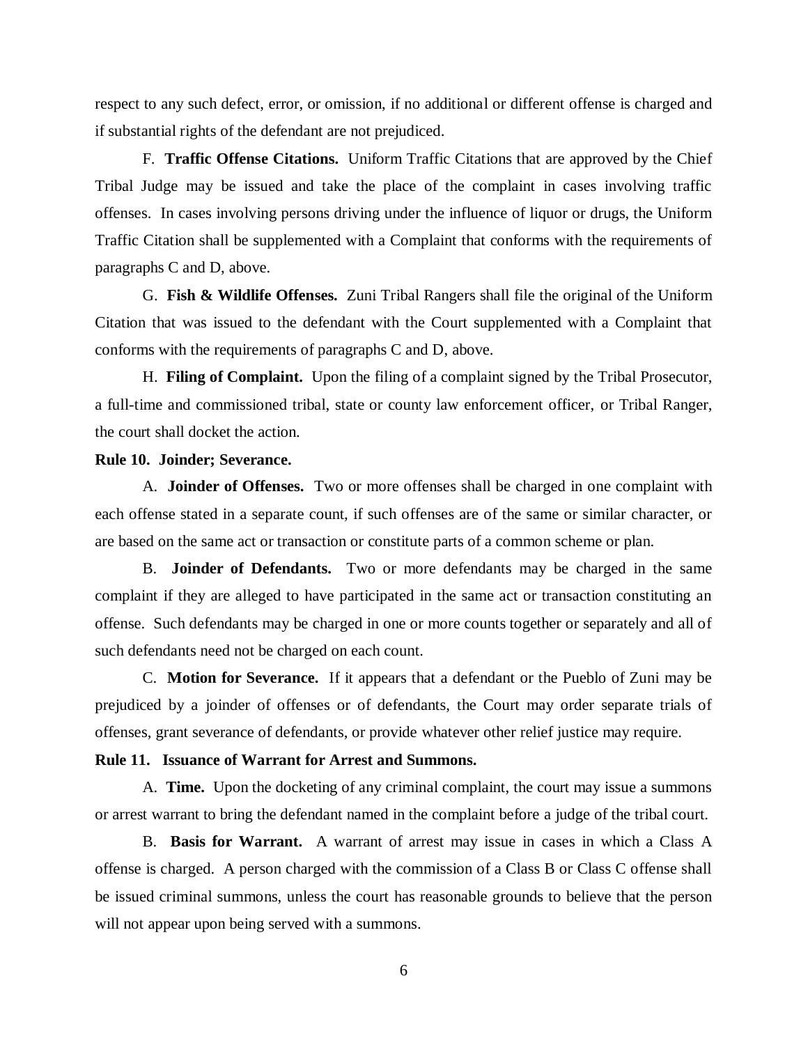respect to any such defect, error, or omission, if no additional or different offense is charged and if substantial rights of the defendant are not prejudiced.

F. **Traffic Offense Citations.** Uniform Traffic Citations that are approved by the Chief Tribal Judge may be issued and take the place of the complaint in cases involving traffic offenses. In cases involving persons driving under the influence of liquor or drugs, the Uniform Traffic Citation shall be supplemented with a Complaint that conforms with the requirements of paragraphs C and D, above.

G. **Fish & Wildlife Offenses.** Zuni Tribal Rangers shall file the original of the Uniform Citation that was issued to the defendant with the Court supplemented with a Complaint that conforms with the requirements of paragraphs C and D, above.

H. **Filing of Complaint.** Upon the filing of a complaint signed by the Tribal Prosecutor, a full-time and commissioned tribal, state or county law enforcement officer, or Tribal Ranger, the court shall docket the action.

**Rule 10. Joinder; Severance.**

A. **Joinder of Offenses.** Two or more offenses shall be charged in one complaint with each offense stated in a separate count, if such offenses are of the same or similar character, or are based on the same act or transaction or constitute parts of a common scheme or plan.

B. **Joinder of Defendants.** Two or more defendants may be charged in the same complaint if they are alleged to have participated in the same act or transaction constituting an offense. Such defendants may be charged in one or more counts together or separately and all of such defendants need not be charged on each count.

C. **Motion for Severance.** If it appears that a defendant or the Pueblo of Zuni may be prejudiced by a joinder of offenses or of defendants, the Court may order separate trials of offenses, grant severance of defendants, or provide whatever other relief justice may require.

**Rule 11. Issuance of Warrant for Arrest and Summons.**

A. **Time.** Upon the docketing of any criminal complaint, the court may issue a summons or arrest warrant to bring the defendant named in the complaint before a judge of the tribal court.

B. **Basis for Warrant.** A warrant of arrest may issue in cases in which a Class A offense is charged. A person charged with the commission of a Class B or Class C offense shall be issued criminal summons, unless the court has reasonable grounds to believe that the person will not appear upon being served with a summons.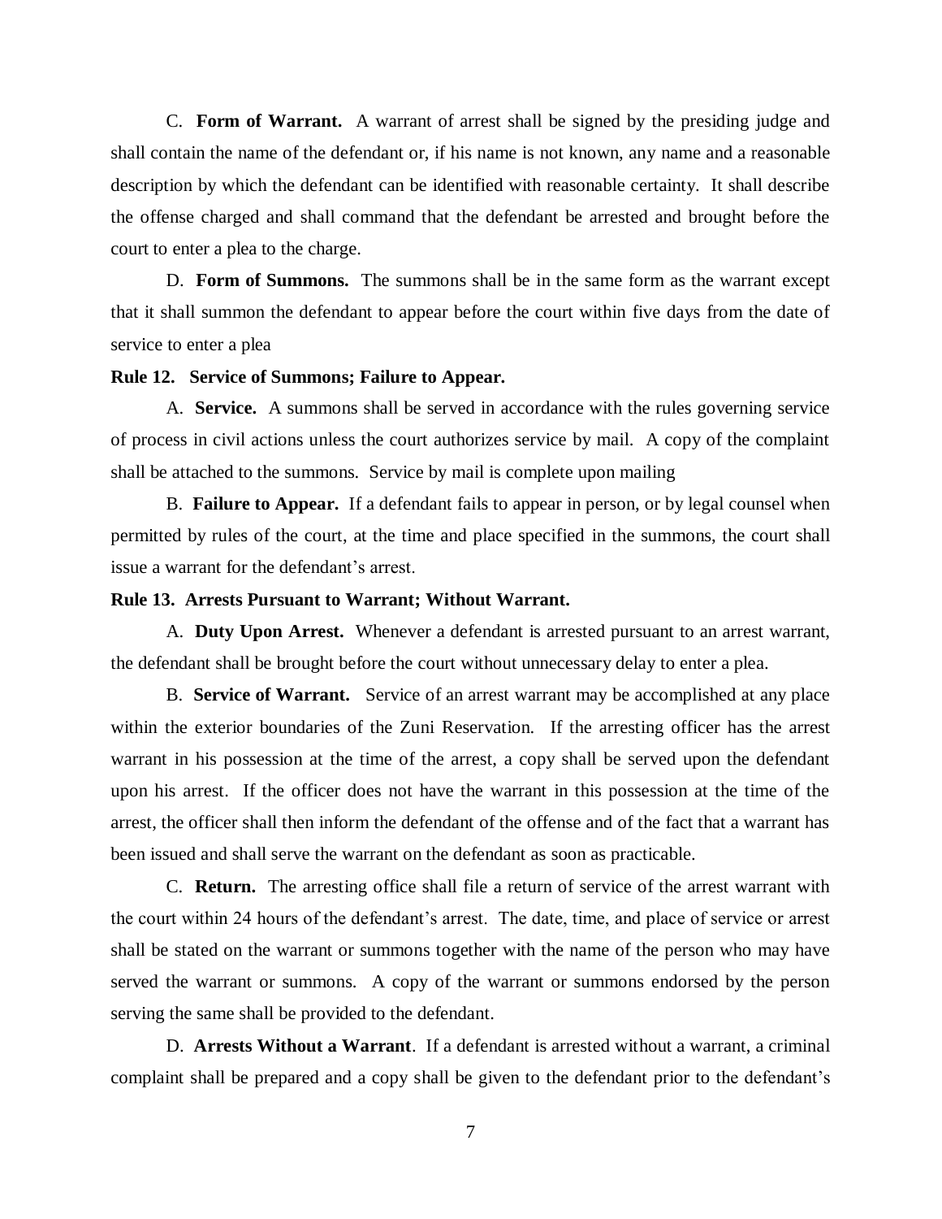C. **Form of Warrant.** A warrant of arrest shall be signed by the presiding judge and shall contain the name of the defendant or, if his name is not known, any name and a reasonable description by which the defendant can be identified with reasonable certainty. It shall describe the offense charged and shall command that the defendant be arrested and brought before the court to enter a plea to the charge.

D. **Form of Summons.** The summons shall be in the same form as the warrant except that it shall summon the defendant to appear before the court within five days from the date of service to enter a plea

**Rule 12. Service of Summons; Failure to Appear.**

A. **Service.** A summons shall be served in accordance with the rules governing service of process in civil actions unless the court authorizes service by mail. A copy of the complaint shall be attached to the summons. Service by mail is complete upon mailing

B. **Failure to Appear.** If a defendant fails to appear in person, or by legal counsel when permitted by rules of the court, at the time and place specified in the summons, the court shall issue a warrant for the defendant's arrest.

**Rule 13. Arrests Pursuant to Warrant; Without Warrant.**

A. **Duty Upon Arrest.** Whenever a defendant is arrested pursuant to an arrest warrant, the defendant shall be brought before the court without unnecessary delay to enter a plea.

B. **Service of Warrant.** Service of an arrest warrant may be accomplished at any place within the exterior boundaries of the Zuni Reservation. If the arresting officer has the arrest warrant in his possession at the time of the arrest, a copy shall be served upon the defendant upon his arrest. If the officer does not have the warrant in this possession at the time of the arrest, the officer shall then inform the defendant of the offense and of the fact that a warrant has been issued and shall serve the warrant on the defendant as soon as practicable.

C. **Return.** The arresting office shall file a return of service of the arrest warrant with the court within 24 hours of the defendant's arrest. The date, time, and place of service or arrest shall be stated on the warrant or summons together with the name of the person who may have served the warrant or summons. A copy of the warrant or summons endorsed by the person serving the same shall be provided to the defendant.

D. **Arrests Without a Warrant**. If a defendant is arrested without a warrant, a criminal complaint shall be prepared and a copy shall be given to the defendant prior to the defendant's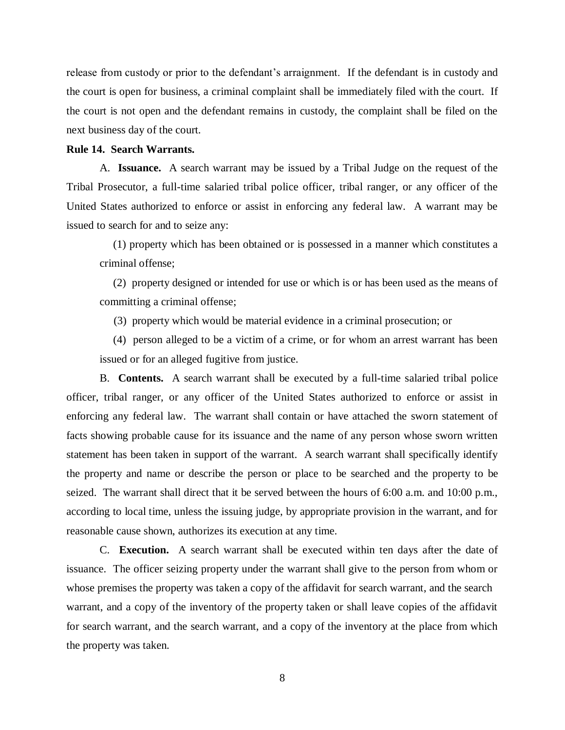release from custody or prior to the defendant's arraignment. If the defendant is in custody and the court is open for business, a criminal complaint shall be immediately filed with the court. If the court is not open and the defendant remains in custody, the complaint shall be filed on the next business day of the court.

**Rule 14. Search Warrants.**

A. **Issuance.** A search warrant may be issued by a Tribal Judge on the request of the Tribal Prosecutor, a full-time salaried tribal police officer, tribal ranger, or any officer of the United States authorized to enforce or assist in enforcing any federal law. A warrant may be issued to search for and to seize any:

(1) property which has been obtained or is possessed in a manner which constitutes a criminal offense;

(2) property designed or intended for use or which is or has been used as the means of committing a criminal offense;

(3) property which would be material evidence in a criminal prosecution; or

(4) person alleged to be a victim of a crime, or for whom an arrest warrant has been issued or for an alleged fugitive from justice.

B. **Contents.** A search warrant shall be executed by a full-time salaried tribal police officer, tribal ranger, or any officer of the United States authorized to enforce or assist in enforcing any federal law. The warrant shall contain or have attached the sworn statement of facts showing probable cause for its issuance and the name of any person whose sworn written statement has been taken in support of the warrant. A search warrant shall specifically identify the property and name or describe the person or place to be searched and the property to be seized. The warrant shall direct that it be served between the hours of 6:00 a.m. and 10:00 p.m., according to local time, unless the issuing judge, by appropriate provision in the warrant, and for reasonable cause shown, authorizes its execution at any time.

C. **Execution.** A search warrant shall be executed within ten days after the date of issuance. The officer seizing property under the warrant shall give to the person from whom or whose premises the property was taken a copy of the affidavit for search warrant, and the search warrant, and a copy of the inventory of the property taken or shall leave copies of the affidavit for search warrant, and the search warrant, and a copy of the inventory at the place from which the property was taken.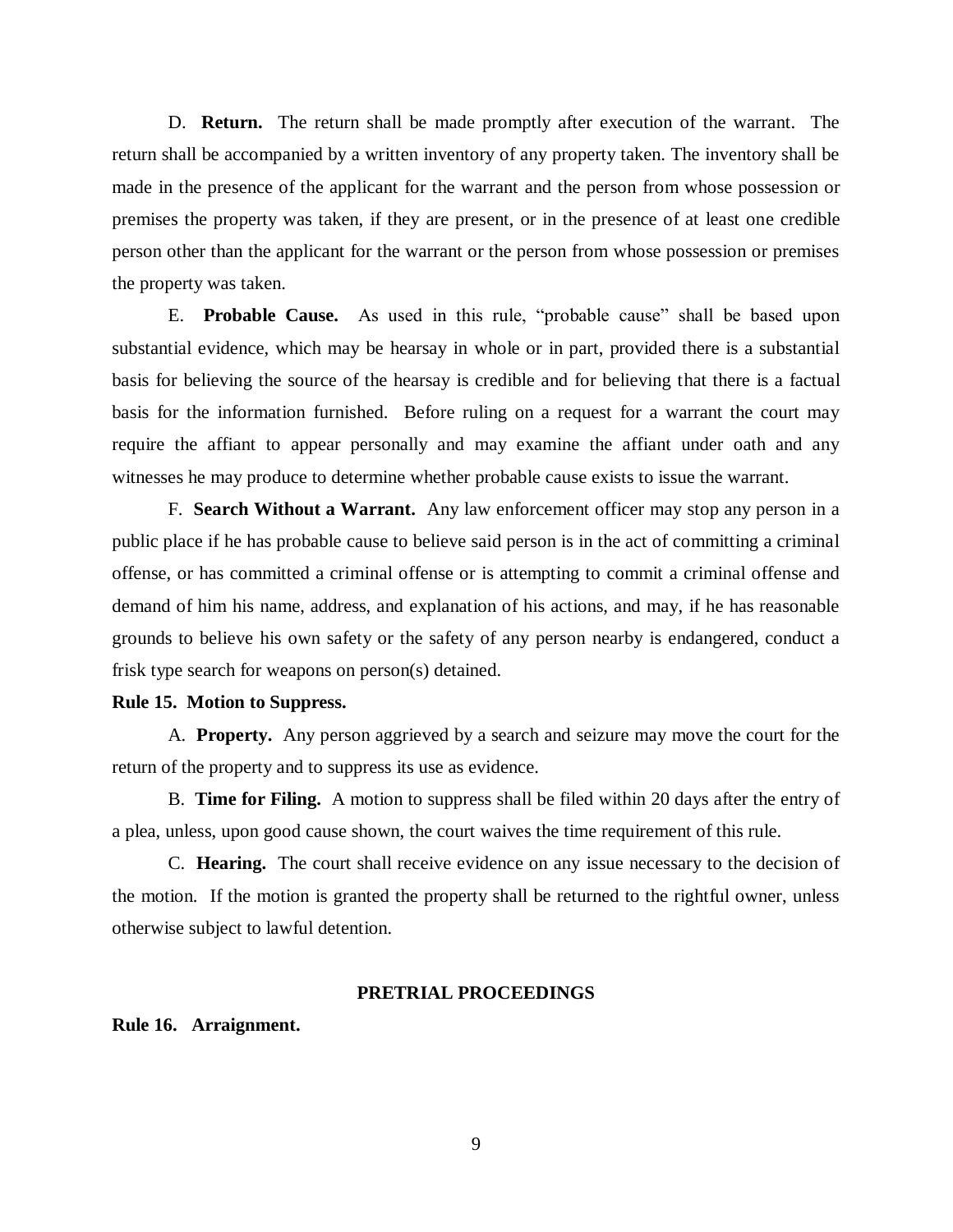D. **Return.** The return shall be made promptly after execution of the warrant. The return shall be accompanied by a written inventory of any property taken. The inventory shall be made in the presence of the applicant for the warrant and the person from whose possession or premises the property was taken, if they are present, or in the presence of at least one credible person other than the applicant for the warrant or the person from whose possession or premises the property was taken.

E. **Probable Cause.** As used in this rule, "probable cause" shall be based upon substantial evidence, which may be hearsay in whole or in part, provided there is a substantial basis for believing the source of the hearsay is credible and for believing that there is a factual basis for the information furnished. Before ruling on a request for a warrant the court may require the affiant to appear personally and may examine the affiant under oath and any witnesses he may produce to determine whether probable cause exists to issue the warrant.

F. **Search Without a Warrant.** Any law enforcement officer may stop any person in a public place if he has probable cause to believe said person is in the act of committing a criminal offense, or has committed a criminal offense or is attempting to commit a criminal offense and demand of him his name, address, and explanation of his actions, and may, if he has reasonable grounds to believe his own safety or the safety of any person nearby is endangered, conduct a frisk type search for weapons on person(s) detained.

**Rule 15. Motion to Suppress.**

A. **Property.** Any person aggrieved by a search and seizure may move the court for the return of the property and to suppress its use as evidence.

B. **Time for Filing.** A motion to suppress shall be filed within 20 days after the entry of a plea, unless, upon good cause shown, the court waives the time requirement of this rule.

C. **Hearing.** The court shall receive evidence on any issue necessary to the decision of the motion. If the motion is granted the property shall be returned to the rightful owner, unless otherwise subject to lawful detention.

## PRETRIAL PROCEEDINGS

**Rule 16. Arraignment.**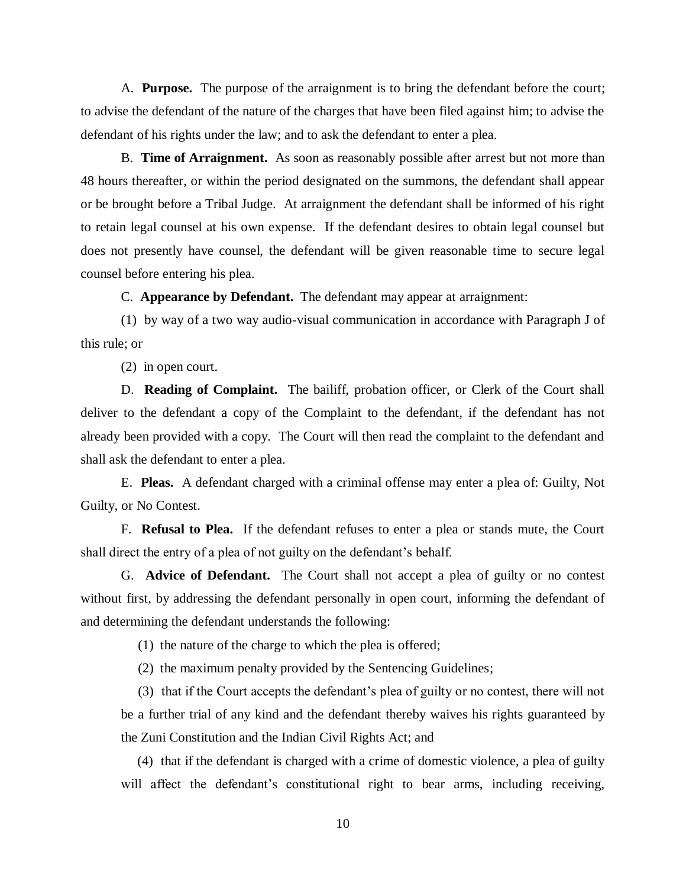A. **Purpose.** The purpose of the arraignment is to bring the defendant before the court; to advise the defendant of the nature of the charges that have been filed against him; to advise the defendant of his rights under the law; and to ask the defendant to enter a plea.

B. **Time of Arraignment.** As soon as reasonably possible after arrest but not more than 48 hours thereafter, or within the period designated on the summons, the defendant shall appear or be brought before a Tribal Judge. At arraignment the defendant shall be informed of his right to retain legal counsel at his own expense. If the defendant desires to obtain legal counsel but does not presently have counsel, the defendant will be given reasonable time to secure legal counsel before entering his plea.

C. **Appearance by Defendant.** The defendant may appear at arraignment:

(1) by way of a two way audio-visual communication in accordance with Paragraph J of this rule; or

(2) in open court.

D. **Reading of Complaint.** The bailiff, probation officer, or Clerk of the Court shall deliver to the defendant a copy of the Complaint to the defendant, if the defendant has not already been provided with a copy. The Court will then read the complaint to the defendant and shall ask the defendant to enter a plea.

E. **Pleas.** A defendant charged with a criminal offense may enter a plea of: Guilty, Not Guilty, or No Contest.

F. **Refusal to Plea.** If the defendant refuses to enter a plea or stands mute, the Court shall direct the entry of a plea of not guilty on the defendant's behalf.

G. **Advice of Defendant.** The Court shall not accept a plea of guilty or no contest without first, by addressing the defendant personally in open court, informing the defendant of and determining the defendant understands the following:

(1) the nature of the charge to which the plea is offered;

(2) the maximum penalty provided by the Sentencing Guidelines;

(3) that if the Court accepts the defendant's plea of guilty or no contest, there will not be a further trial of any kind and the defendant thereby waives his rights guaranteed by the Zuni Constitution and the Indian Civil Rights Act; and

(4) that if the defendant is charged with a crime of domestic violence, a plea of guilty will affect the defendant's constitutional right to bear arms, including receiving,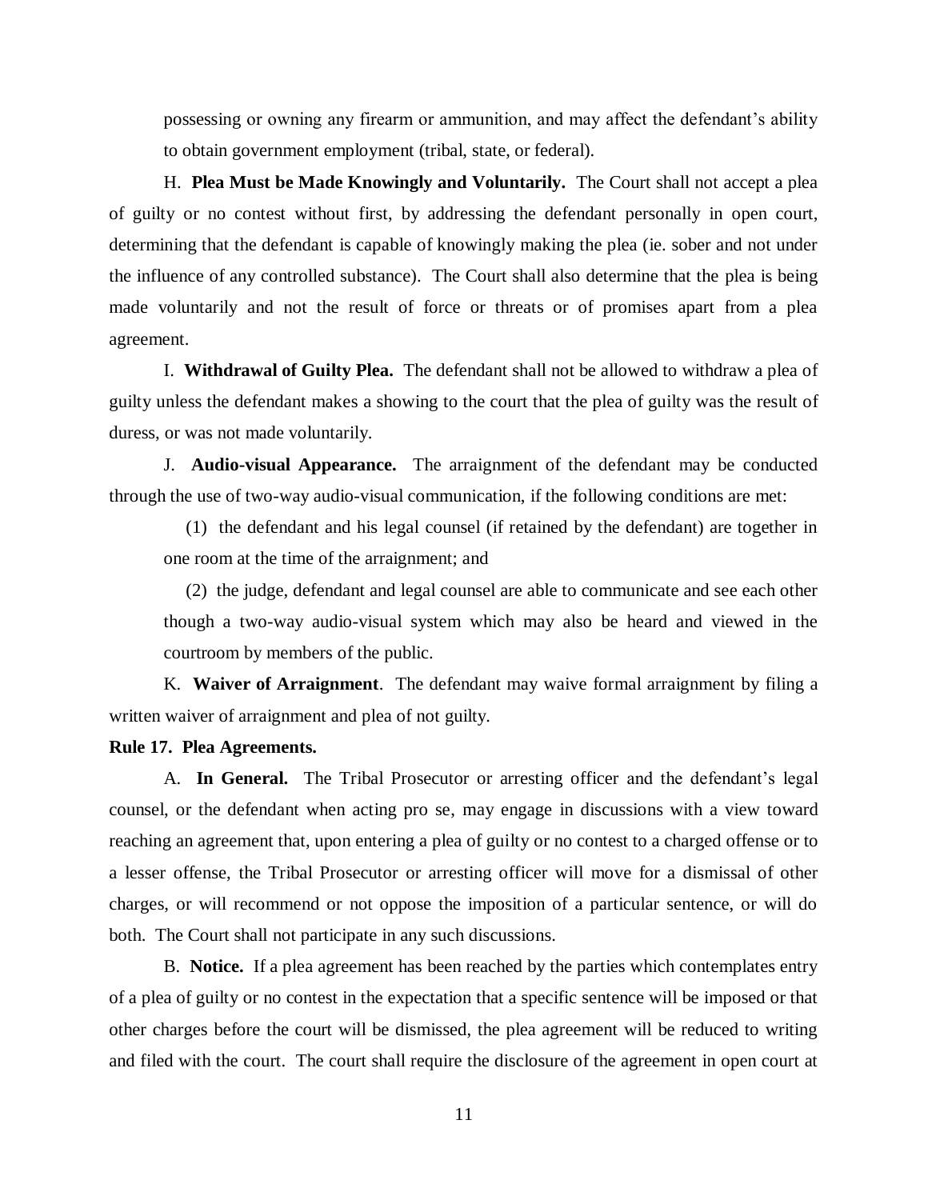possessing or owning any firearm or ammunition, and may affect the defendant's ability to obtain government employment (tribal, state, or federal).

H. **Plea Must be Made Knowingly and Voluntarily.** The Court shall not accept a plea of guilty or no contest without first, by addressing the defendant personally in open court, determining that the defendant is capable of knowingly making the plea (ie. sober and not under the influence of any controlled substance). The Court shall also determine that the plea is being made voluntarily and not the result of force or threats or of promises apart from a plea agreement.

I. **Withdrawal of Guilty Plea.** The defendant shall not be allowed to withdraw a plea of guilty unless the defendant makes a showing to the court that the plea of guilty was the result of duress, or was not made voluntarily.

J. **Audio-visual Appearance.** The arraignment of the defendant may be conducted through the use of two-way audio-visual communication, if the following conditions are met:

(1) the defendant and his legal counsel (if retained by the defendant) are together in one room at the time of the arraignment; and

(2) the judge, defendant and legal counsel are able to communicate and see each other though a two-way audio-visual system which may also be heard and viewed in the courtroom by members of the public.

K. **Waiver of Arraignment**. The defendant may waive formal arraignment by filing a written waiver of arraignment and plea of not guilty.

**Rule 17. Plea Agreements.**

A. **In General.** The Tribal Prosecutor or arresting officer and the defendant's legal counsel, or the defendant when acting pro se, may engage in discussions with a view toward reaching an agreement that, upon entering a plea of guilty or no contest to a charged offense or to a lesser offense, the Tribal Prosecutor or arresting officer will move for a dismissal of other charges, or will recommend or not oppose the imposition of a particular sentence, or will do both. The Court shall not participate in any such discussions.

B. **Notice.** If a plea agreement has been reached by the parties which contemplates entry of a plea of guilty or no contest in the expectation that a specific sentence will be imposed or that other charges before the court will be dismissed, the plea agreement will be reduced to writing and filed with the court. The court shall require the disclosure of the agreement in open court at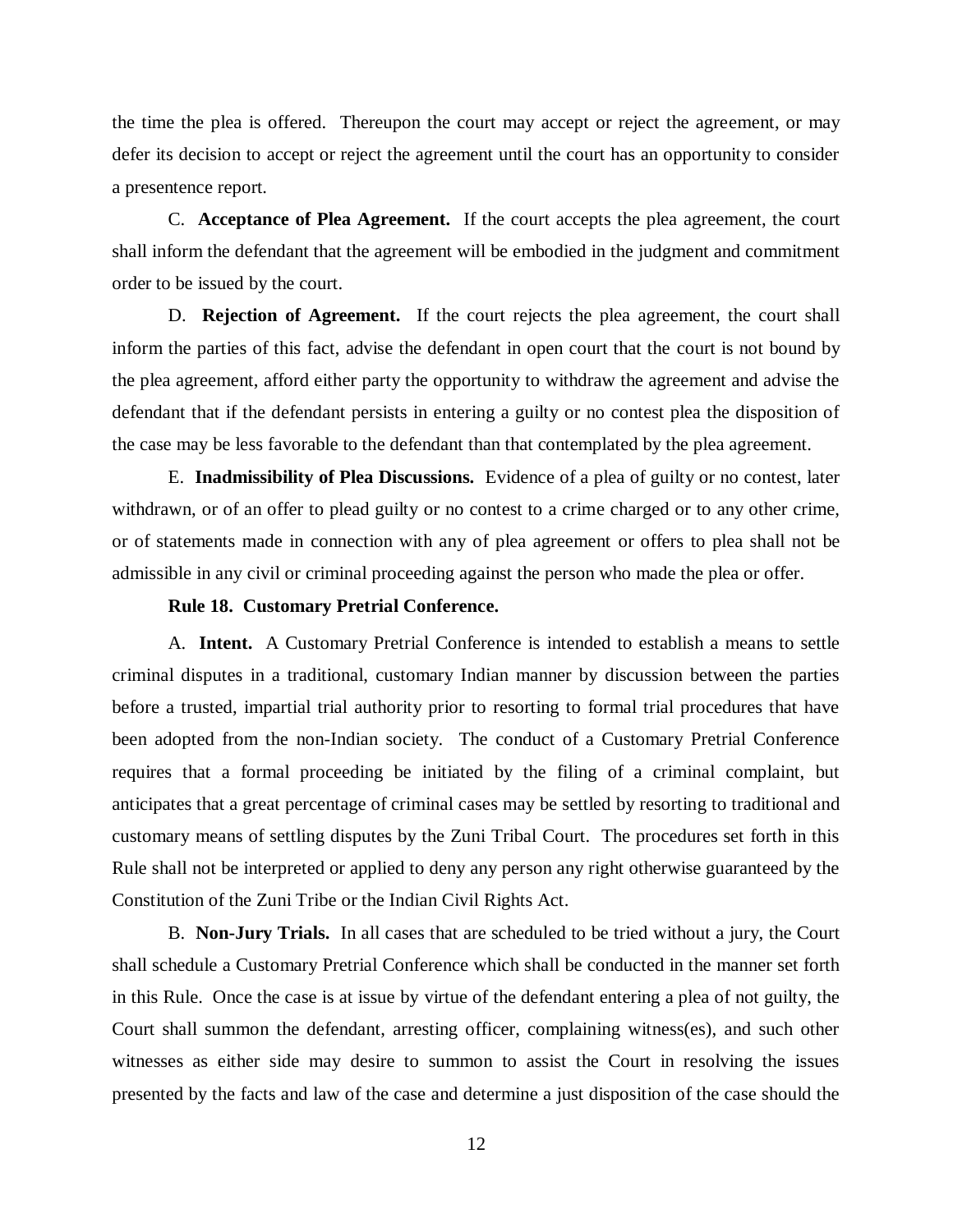the time the plea is offered. Thereupon the court may accept or reject the agreement, or may defer its decision to accept or reject the agreement until the court has an opportunity to consider a presentence report.

C. **Acceptance of Plea Agreement.** If the court accepts the plea agreement, the court shall inform the defendant that the agreement will be embodied in the judgment and commitment order to be issued by the court.

D. **Rejection of Agreement.** If the court rejects the plea agreement, the court shall inform the parties of this fact, advise the defendant in open court that the court is not bound by the plea agreement, afford either party the opportunity to withdraw the agreement and advise the defendant that if the defendant persists in entering a guilty or no contest plea the disposition of the case may be less favorable to the defendant than that contemplated by the plea agreement.

E. **Inadmissibility of Plea Discussions.** Evidence of a plea of guilty or no contest, later withdrawn, or of an offer to plead guilty or no contest to a crime charged or to any other crime, or of statements made in connection with any of plea agreement or offers to plea shall not be admissible in any civil or criminal proceeding against the person who made the plea or offer.

**Rule 18. Customary Pretrial Conference.**

A. **Intent.** A Customary Pretrial Conference is intended to establish a means to settle criminal disputes in a traditional, customary Indian manner by discussion between the parties before a trusted, impartial trial authority prior to resorting to formal trial procedures that have been adopted from the non-Indian society. The conduct of a Customary Pretrial Conference requires that a formal proceeding be initiated by the filing of a criminal complaint, but anticipates that a great percentage of criminal cases may be settled by resorting to traditional and customary means of settling disputes by the Zuni Tribal Court. The procedures set forth in this Rule shall not be interpreted or applied to deny any person any right otherwise guaranteed by the Constitution of the Zuni Tribe or the Indian Civil Rights Act.

B. **Non-Jury Trials.** In all cases that are scheduled to be tried without a jury, the Court shall schedule a Customary Pretrial Conference which shall be conducted in the manner set forth in this Rule. Once the case is at issue by virtue of the defendant entering a plea of not guilty, the Court shall summon the defendant, arresting officer, complaining witness(es), and such other witnesses as either side may desire to summon to assist the Court in resolving the issues presented by the facts and law of the case and determine a just disposition of the case should the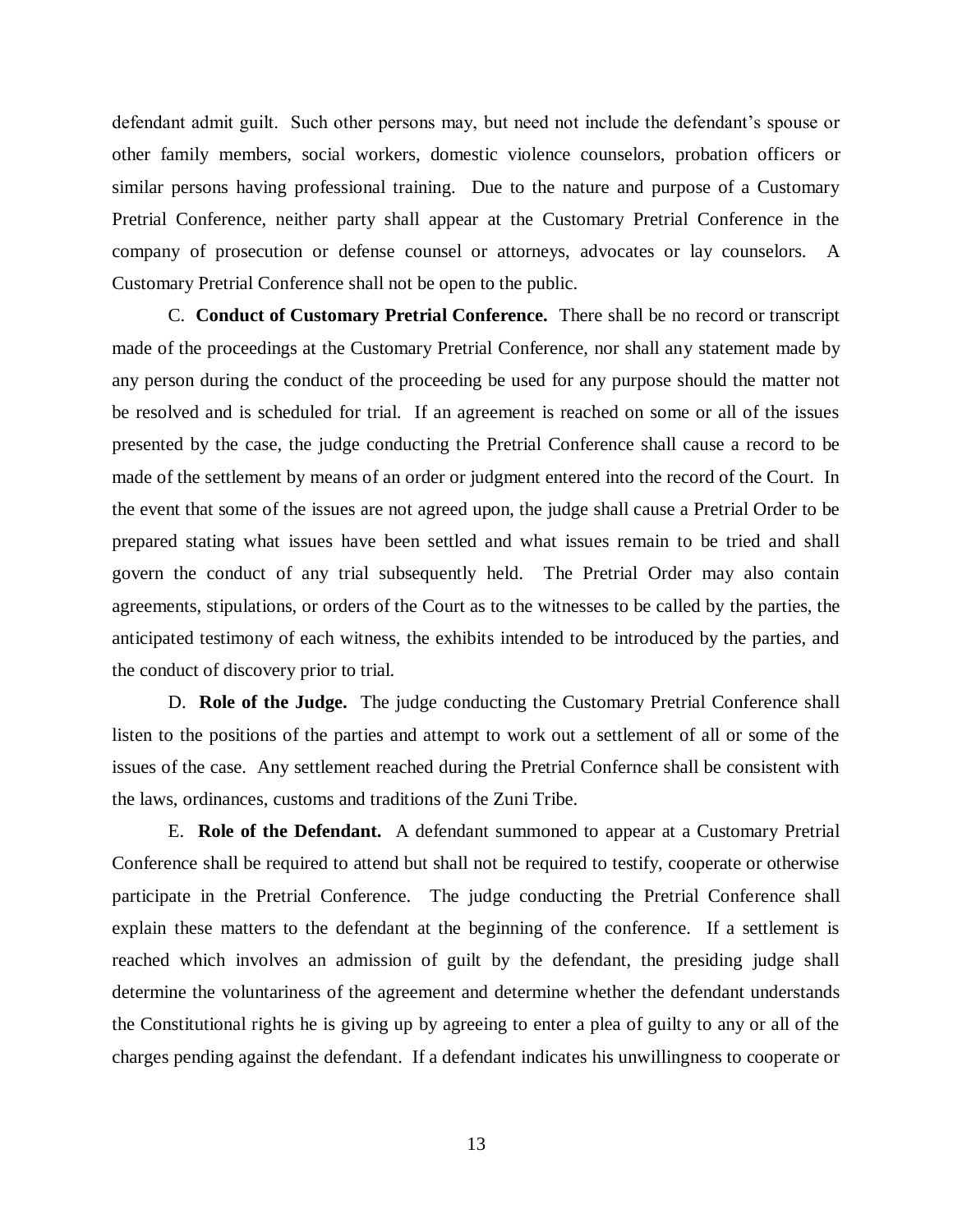defendant admit guilt. Such other persons may, but need not include the defendant's spouse or other family members, social workers, domestic violence counselors, probation officers or similar persons having professional training. Due to the nature and purpose of a Customary Pretrial Conference, neither party shall appear at the Customary Pretrial Conference in the company of prosecution or defense counsel or attorneys, advocates or lay counselors. A Customary Pretrial Conference shall not be open to the public.

C. **Conduct of Customary Pretrial Conference.** There shall be no record or transcript made of the proceedings at the Customary Pretrial Conference, nor shall any statement made by any person during the conduct of the proceeding be used for any purpose should the matter not be resolved and is scheduled for trial. If an agreement is reached on some or all of the issues presented by the case, the judge conducting the Pretrial Conference shall cause a record to be made of the settlement by means of an order or judgment entered into the record of the Court. In the event that some of the issues are not agreed upon, the judge shall cause a Pretrial Order to be prepared stating what issues have been settled and what issues remain to be tried and shall govern the conduct of any trial subsequently held. The Pretrial Order may also contain agreements, stipulations, or orders of the Court as to the witnesses to be called by the parties, the anticipated testimony of each witness, the exhibits intended to be introduced by the parties, and the conduct of discovery prior to trial.

D. **Role of the Judge.** The judge conducting the Customary Pretrial Conference shall listen to the positions of the parties and attempt to work out a settlement of all or some of the issues of the case. Any settlement reached during the Pretrial Confernce shall be consistent with the laws, ordinances, customs and traditions of the Zuni Tribe.

E. **Role of the Defendant.** A defendant summoned to appear at a Customary Pretrial Conference shall be required to attend but shall not be required to testify, cooperate or otherwise participate in the Pretrial Conference. The judge conducting the Pretrial Conference shall explain these matters to the defendant at the beginning of the conference. If a settlement is reached which involves an admission of guilt by the defendant, the presiding judge shall determine the voluntariness of the agreement and determine whether the defendant understands the Constitutional rights he is giving up by agreeing to enter a plea of guilty to any or all of the charges pending against the defendant. If a defendant indicates his unwillingness to cooperate or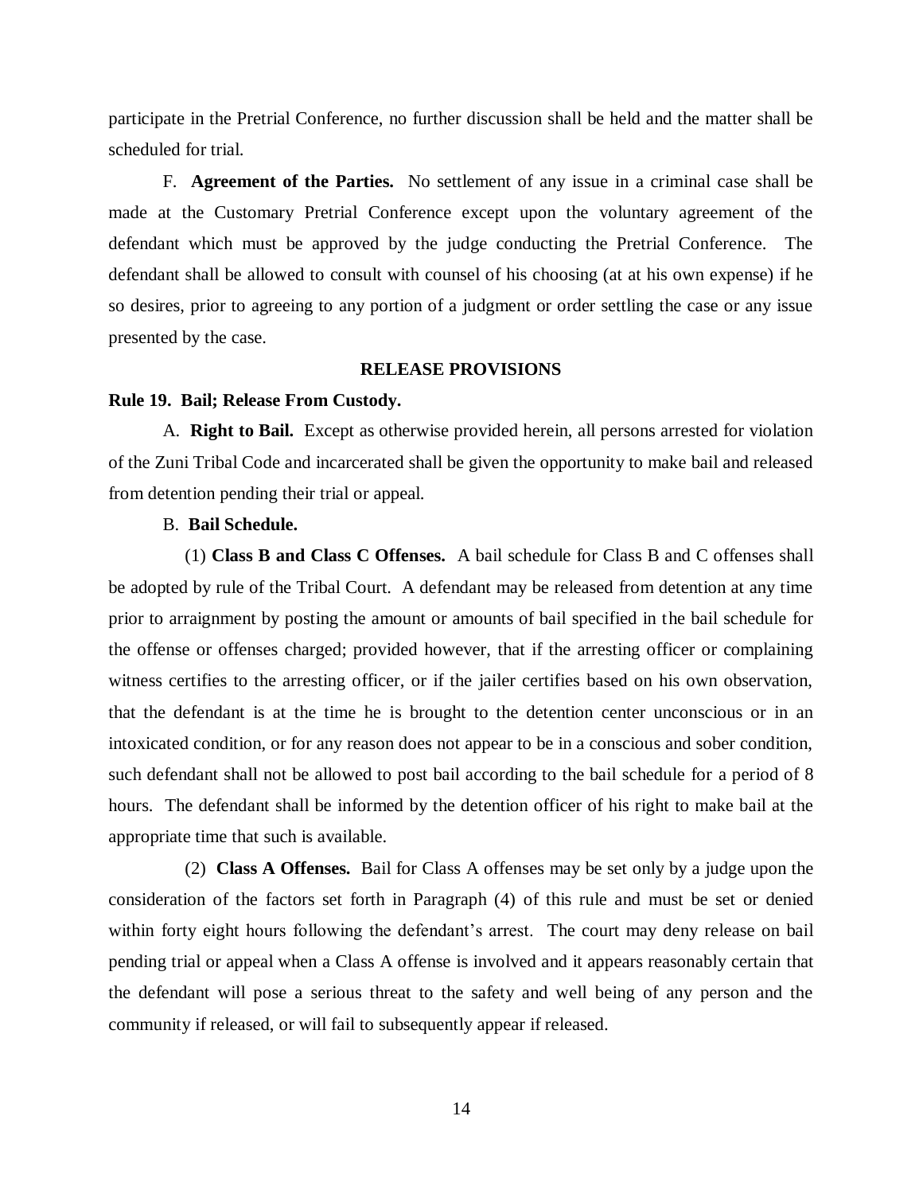participate in the Pretrial Conference, no further discussion shall be held and the matter shall be scheduled for trial.

F. **Agreement of the Parties.** No settlement of any issue in a criminal case shall be made at the Customary Pretrial Conference except upon the voluntary agreement of the defendant which must be approved by the judge conducting the Pretrial Conference. The defendant shall be allowed to consult with counsel of his choosing (at at his own expense) if he so desires, prior to agreeing to any portion of a judgment or order settling the case or any issue presented by the case.

## RELEASE PROVISIONS

### Rule 19. Bail; Release From Custody.

A. **Right to Bail.** Except as otherwise provided herein, all persons arrested for violation of the Zuni Tribal Code and incarcerated shall be given the opportunity to make bail and released from detention pending their trial or appeal.

B. **Bail Schedule.**

(1) **Class B and Class C Offenses.** A bail schedule for Class B and C offenses shall be adopted by rule of the Tribal Court. A defendant may be released from detention at any time prior to arraignment by posting the amount or amounts of bail specified in the bail schedule for the offense or offenses charged; provided however, that if the arresting officer or complaining witness certifies to the arresting officer, or if the jailer certifies based on his own observation, that the defendant is at the time he is brought to the detention center unconscious or in an intoxicated condition, or for any reason does not appear to be in a conscious and sober condition, such defendant shall not be allowed to post bail according to the bail schedule for a period of 8 hours. The defendant shall be informed by the detention officer of his right to make bail at the appropriate time that such is available.

(2) **Class A Offenses.** Bail for Class A offenses may be set only by a judge upon the consideration of the factors set forth in Paragraph (4) of this rule and must be set or denied within forty eight hours following the defendant's arrest. The court may deny release on bail pending trial or appeal when a Class A offense is involved and it appears reasonably certain that the defendant will pose a serious threat to the safety and well being of any person and the community if released, or will fail to subsequently appear if released.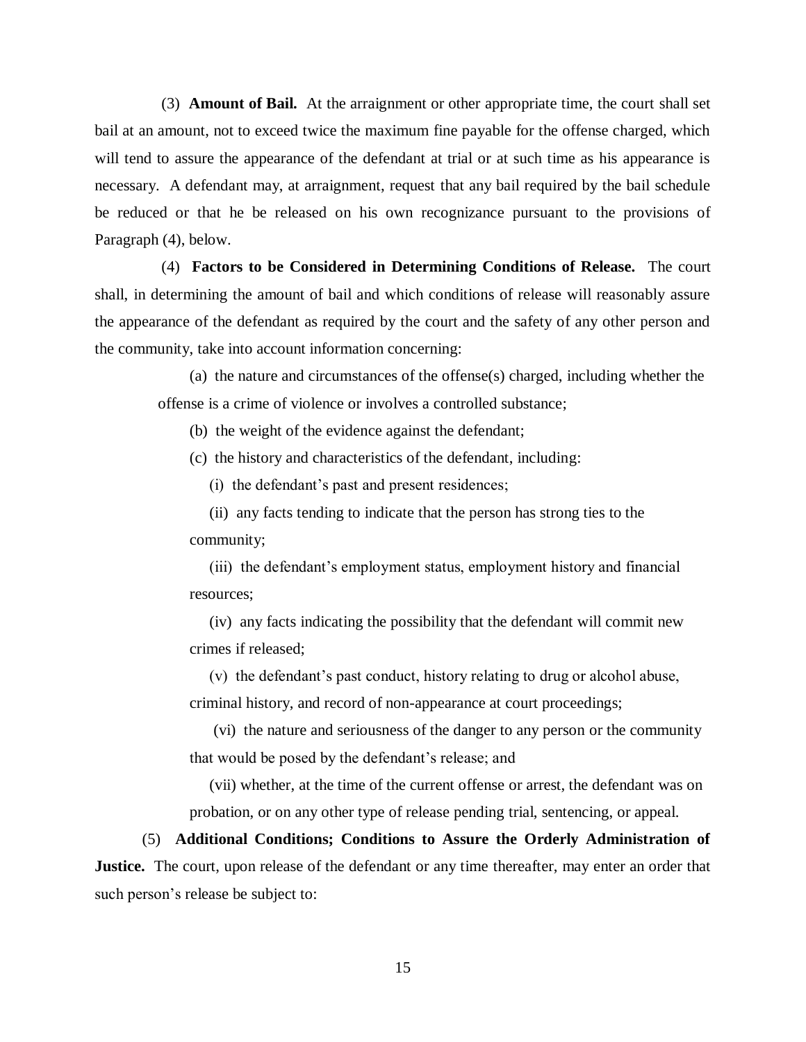(3) **Amount of Bail.** At the arraignment or other appropriate time, the court shall set bail at an amount, not to exceed twice the maximum fine payable for the offense charged, which will tend to assure the appearance of the defendant at trial or at such time as his appearance is necessary. A defendant may, at arraignment, request that any bail required by the bail schedule be reduced or that he be released on his own recognizance pursuant to the provisions of Paragraph (4), below.

(4) **Factors to be Considered in Determining Conditions of Release.** The court shall, in determining the amount of bail and which conditions of release will reasonably assure the appearance of the defendant as required by the court and the safety of any other person and the community, take into account information concerning:

(a) the nature and circumstances of the offense(s) charged, including whether the offense is a crime of violence or involves a controlled substance;

(b) the weight of the evidence against the defendant;

(c) the history and characteristics of the defendant, including:

(i) the defendant's past and present residences;

(ii) any facts tending to indicate that the person has strong ties to the community;

(iii) the defendant's employment status, employment history and financial resources;

(iv) any facts indicating the possibility that the defendant will commit new crimes if released;

(v) the defendant's past conduct, history relating to drug or alcohol abuse, criminal history, and record of non-appearance at court proceedings;

(vi) the nature and seriousness of the danger to any person or the community that would be posed by the defendant's release; and

(vii) whether, at the time of the current offense or arrest, the defendant was on probation, or on any other type of release pending trial, sentencing, or appeal.

(5) **Additional Conditions; Conditions to Assure the Orderly Administration of Justice.** The court, upon release of the defendant or any time thereafter, may enter an order that such person's release be subject to: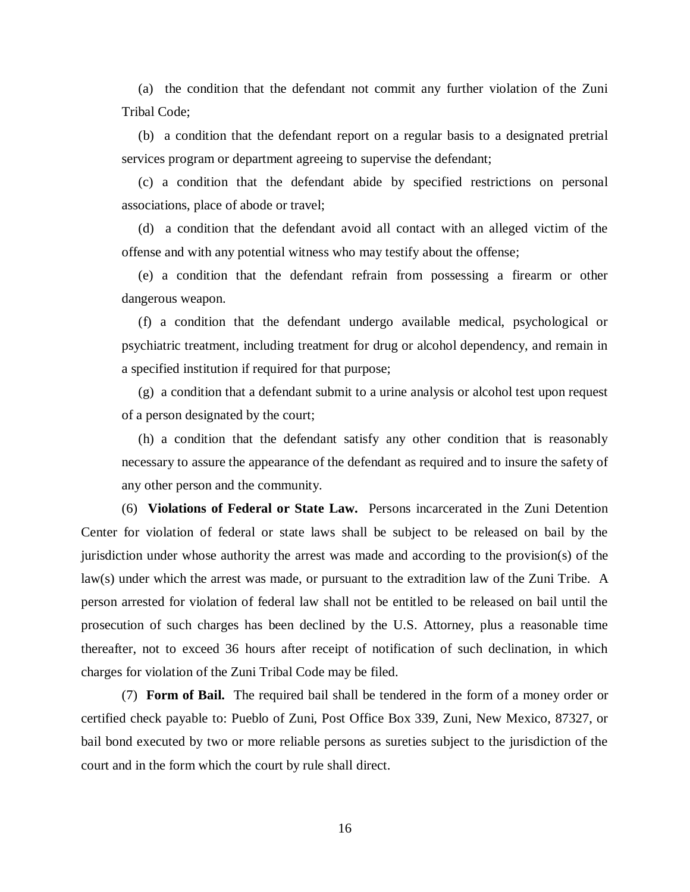(a) the condition that the defendant not commit any further violation of the Zuni Tribal Code;

(b) a condition that the defendant report on a regular basis to a designated pretrial services program or department agreeing to supervise the defendant;

(c) a condition that the defendant abide by specified restrictions on personal associations, place of abode or travel;

(d) a condition that the defendant avoid all contact with an alleged victim of the offense and with any potential witness who may testify about the offense;

(e) a condition that the defendant refrain from possessing a firearm or other dangerous weapon.

(f) a condition that the defendant undergo available medical, psychological or psychiatric treatment, including treatment for drug or alcohol dependency, and remain in a specified institution if required for that purpose;

(g) a condition that a defendant submit to a urine analysis or alcohol test upon request of a person designated by the court;

(h) a condition that the defendant satisfy any other condition that is reasonably necessary to assure the appearance of the defendant as required and to insure the safety of any other person and the community.

(6) **Violations of Federal or State Law.** Persons incarcerated in the Zuni Detention Center for violation of federal or state laws shall be subject to be released on bail by the jurisdiction under whose authority the arrest was made and according to the provision(s) of the law(s) under which the arrest was made, or pursuant to the extradition law of the Zuni Tribe. A person arrested for violation of federal law shall not be entitled to be released on bail until the prosecution of such charges has been declined by the U.S. Attorney, plus a reasonable time thereafter, not to exceed 36 hours after receipt of notification of such declination, in which charges for violation of the Zuni Tribal Code may be filed.

(7) **Form of Bail.** The required bail shall be tendered in the form of a money order or certified check payable to: Pueblo of Zuni, Post Office Box 339, Zuni, New Mexico, 87327, or bail bond executed by two or more reliable persons as sureties subject to the jurisdiction of the court and in the form which the court by rule shall direct.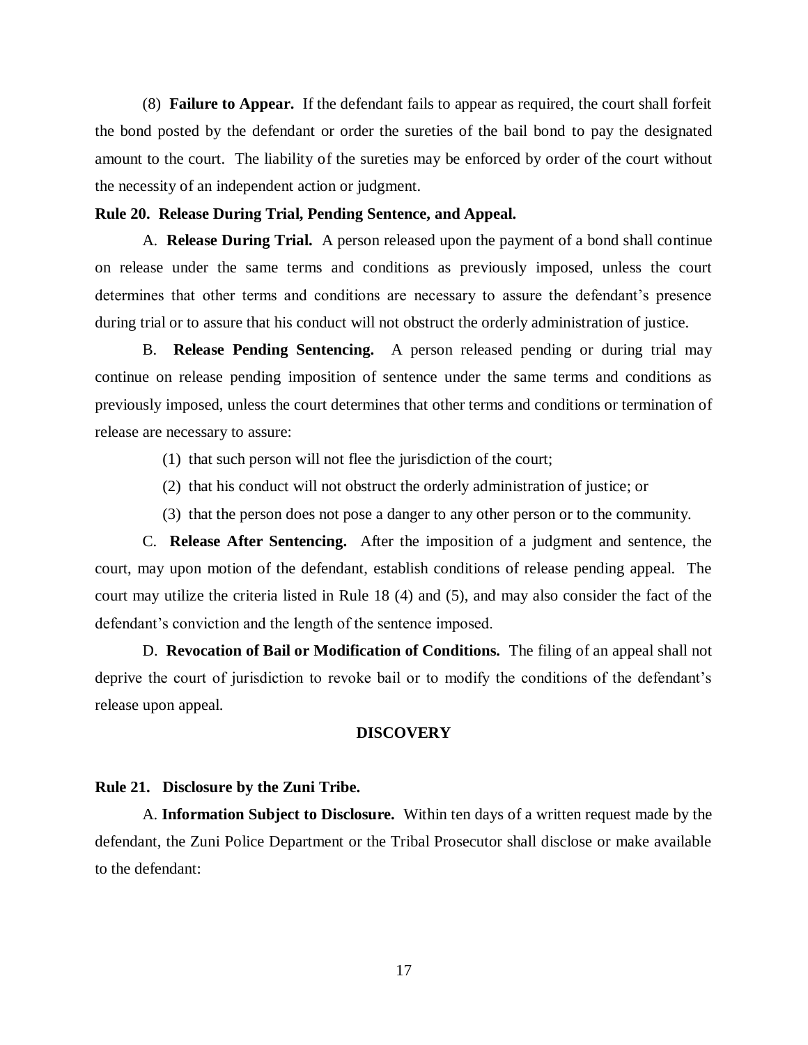(8) **Failure to Appear.** If the defendant fails to appear as required, the court shall forfeit the bond posted by the defendant or order the sureties of the bail bond to pay the designated amount to the court. The liability of the sureties may be enforced by order of the court without the necessity of an independent action or judgment.

**Rule 20. Release During Trial, Pending Sentence, and Appeal.**

A. **Release During Trial.** A person released upon the payment of a bond shall continue on release under the same terms and conditions as previously imposed, unless the court determines that other terms and conditions are necessary to assure the defendant's presence during trial or to assure that his conduct will not obstruct the orderly administration of justice.

B. **Release Pending Sentencing.** A person released pending or during trial may continue on release pending imposition of sentence under the same terms and conditions as previously imposed, unless the court determines that other terms and conditions or termination of release are necessary to assure:

(1) that such person will not flee the jurisdiction of the court;

(2) that his conduct will not obstruct the orderly administration of justice; or

(3) that the person does not pose a danger to any other person or to the community.

C. **Release After Sentencing.** After the imposition of a judgment and sentence, the court, may upon motion of the defendant, establish conditions of release pending appeal. The court may utilize the criteria listed in Rule 18 (4) and (5), and may also consider the fact of the defendant's conviction and the length of the sentence imposed.

D. **Revocation of Bail or Modification of Conditions.** The filing of an appeal shall not deprive the court of jurisdiction to revoke bail or to modify the conditions of the defendant's release upon appeal.

## DISCOVERY

**Rule 21. Disclosure by the Zuni Tribe.**

A. **Information Subject to Disclosure.** Within ten days of a written request made by the defendant, the Zuni Police Department or the Tribal Prosecutor shall disclose or make available to the defendant: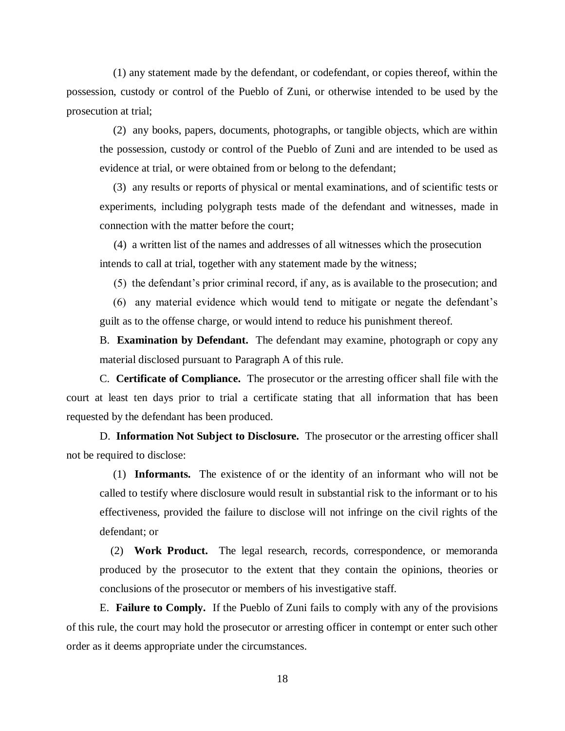(1) any statement made by the defendant, or codefendant, or copies thereof, within the possession, custody or control of the Pueblo of Zuni, or otherwise intended to be used by the prosecution at trial;

(2) any books, papers, documents, photographs, or tangible objects, which are within the possession, custody or control of the Pueblo of Zuni and are intended to be used as evidence at trial, or were obtained from or belong to the defendant;

(3) any results or reports of physical or mental examinations, and of scientific tests or experiments, including polygraph tests made of the defendant and witnesses, made in connection with the matter before the court;

(4) a written list of the names and addresses of all witnesses which the prosecution intends to call at trial, together with any statement made by the witness;

(5) the defendant's prior criminal record, if any, as is available to the prosecution; and

(6) any material evidence which would tend to mitigate or negate the defendant's guilt as to the offense charge, or would intend to reduce his punishment thereof.

B. **Examination by Defendant.** The defendant may examine, photograph or copy any material disclosed pursuant to Paragraph A of this rule.

C. **Certificate of Compliance.** The prosecutor or the arresting officer shall file with the court at least ten days prior to trial a certificate stating that all information that has been requested by the defendant has been produced.

D. **Information Not Subject to Disclosure.** The prosecutor or the arresting officer shall not be required to disclose:

(1) **Informants.** The existence of or the identity of an informant who will not be called to testify where disclosure would result in substantial risk to the informant or to his effectiveness, provided the failure to disclose will not infringe on the civil rights of the defendant; or

(2) **Work Product.** The legal research, records, correspondence, or memoranda produced by the prosecutor to the extent that they contain the opinions, theories or conclusions of the prosecutor or members of his investigative staff.

E. **Failure to Comply.** If the Pueblo of Zuni fails to comply with any of the provisions of this rule, the court may hold the prosecutor or arresting officer in contempt or enter such other order as it deems appropriate under the circumstances.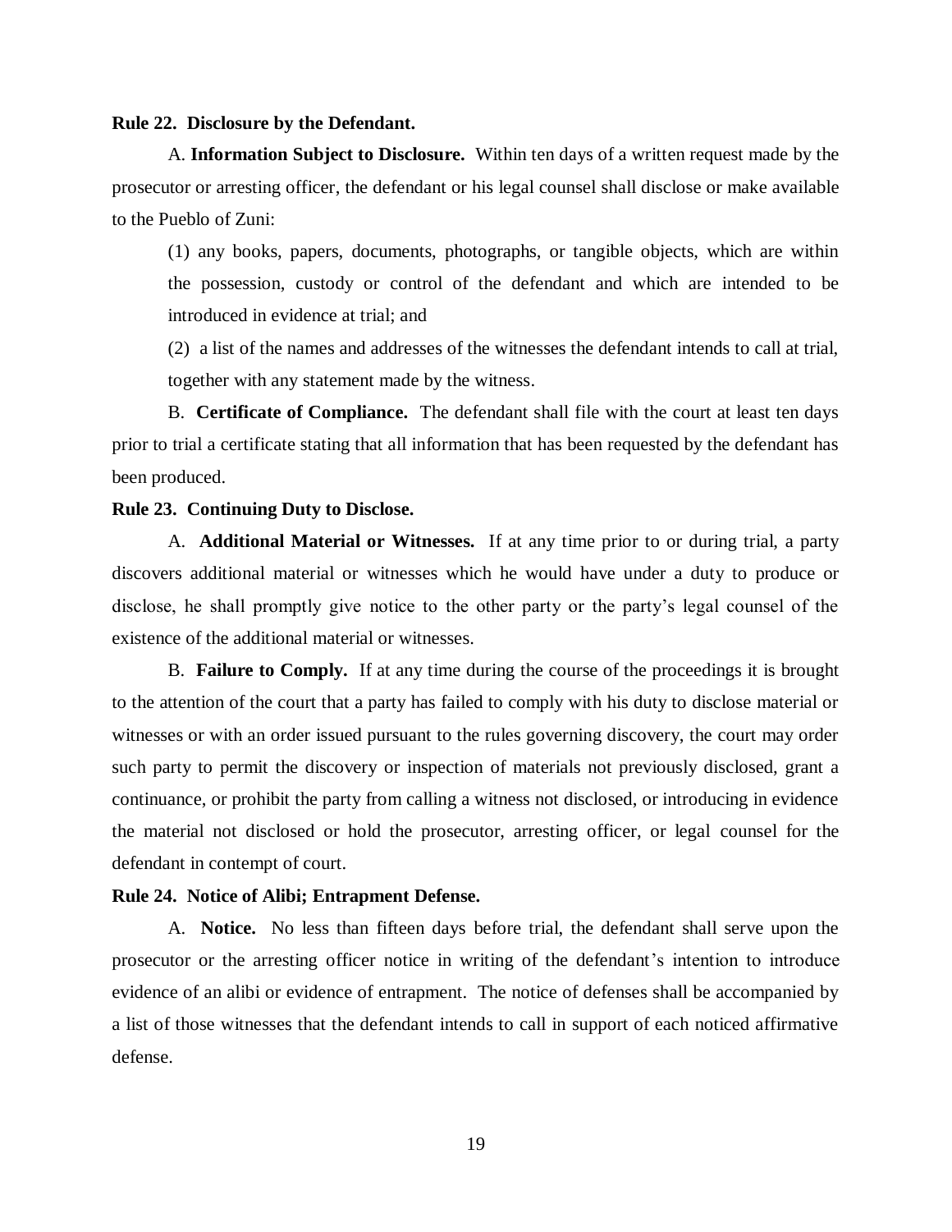**Rule 22. Disclosure by the Defendant.**

A. **Information Subject to Disclosure.** Within ten days of a written request made by the prosecutor or arresting officer, the defendant or his legal counsel shall disclose or make available to the Pueblo of Zuni:

(1) any books, papers, documents, photographs, or tangible objects, which are within the possession, custody or control of the defendant and which are intended to be introduced in evidence at trial; and

(2) a list of the names and addresses of the witnesses the defendant intends to call at trial, together with any statement made by the witness.

B. **Certificate of Compliance.** The defendant shall file with the court at least ten days prior to trial a certificate stating that all information that has been requested by the defendant has been produced.

**Rule 23. Continuing Duty to Disclose.**

A. **Additional Material or Witnesses.** If at any time prior to or during trial, a party discovers additional material or witnesses which he would have under a duty to produce or disclose, he shall promptly give notice to the other party or the party's legal counsel of the existence of the additional material or witnesses.

B. **Failure to Comply.** If at any time during the course of the proceedings it is brought to the attention of the court that a party has failed to comply with his duty to disclose material or witnesses or with an order issued pursuant to the rules governing discovery, the court may order such party to permit the discovery or inspection of materials not previously disclosed, grant a continuance, or prohibit the party from calling a witness not disclosed, or introducing in evidence the material not disclosed or hold the prosecutor, arresting officer, or legal counsel for the defendant in contempt of court.

**Rule 24. Notice of Alibi; Entrapment Defense.**

A. **Notice.** No less than fifteen days before trial, the defendant shall serve upon the prosecutor or the arresting officer notice in writing of the defendant's intention to introduce evidence of an alibi or evidence of entrapment. The notice of defenses shall be accompanied by a list of those witnesses that the defendant intends to call in support of each noticed affirmative defense.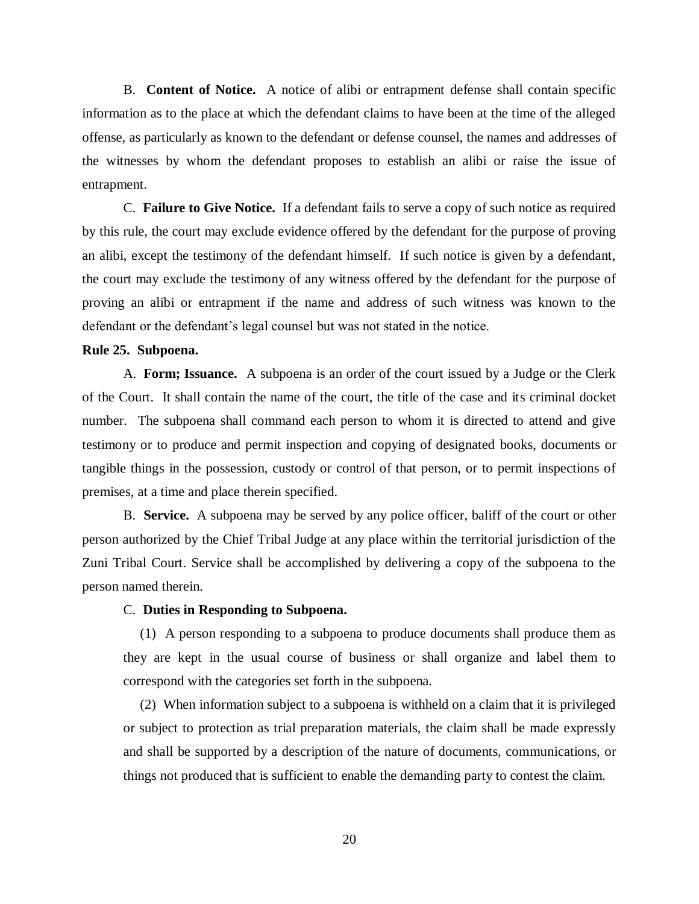B. **Content of Notice.** A notice of alibi or entrapment defense shall contain specific information as to the place at which the defendant claims to have been at the time of the alleged offense, as particularly as known to the defendant or defense counsel, the names and addresses of the witnesses by whom the defendant proposes to establish an alibi or raise the issue of entrapment.

C. **Failure to Give Notice.** If a defendant fails to serve a copy of such notice as required by this rule, the court may exclude evidence offered by the defendant for the purpose of proving an alibi, except the testimony of the defendant himself. If such notice is given by a defendant, the court may exclude the testimony of any witness offered by the defendant for the purpose of proving an alibi or entrapment if the name and address of such witness was known to the defendant or the defendant's legal counsel but was not stated in the notice.

**Rule 25. Subpoena.**

A. **Form; Issuance.** A subpoena is an order of the court issued by a Judge or the Clerk of the Court. It shall contain the name of the court, the title of the case and its criminal docket number. The subpoena shall command each person to whom it is directed to attend and give testimony or to produce and permit inspection and copying of designated books, documents or tangible things in the possession, custody or control of that person, or to permit inspections of premises, at a time and place therein specified.

B. **Service.** A subpoena may be served by any police officer, baliff of the court or other person authorized by the Chief Tribal Judge at any place within the territorial jurisdiction of the Zuni Tribal Court. Service shall be accomplished by delivering a copy of the subpoena to the person named therein.

C. **Duties in Responding to Subpoena.**

(1) A person responding to a subpoena to produce documents shall produce them as they are kept in the usual course of business or shall organize and label them to correspond with the categories set forth in the subpoena.

(2) When information subject to a subpoena is withheld on a claim that it is privileged or subject to protection as trial preparation materials, the claim shall be made expressly and shall be supported by a description of the nature of documents, communications, or things not produced that is sufficient to enable the demanding party to contest the claim.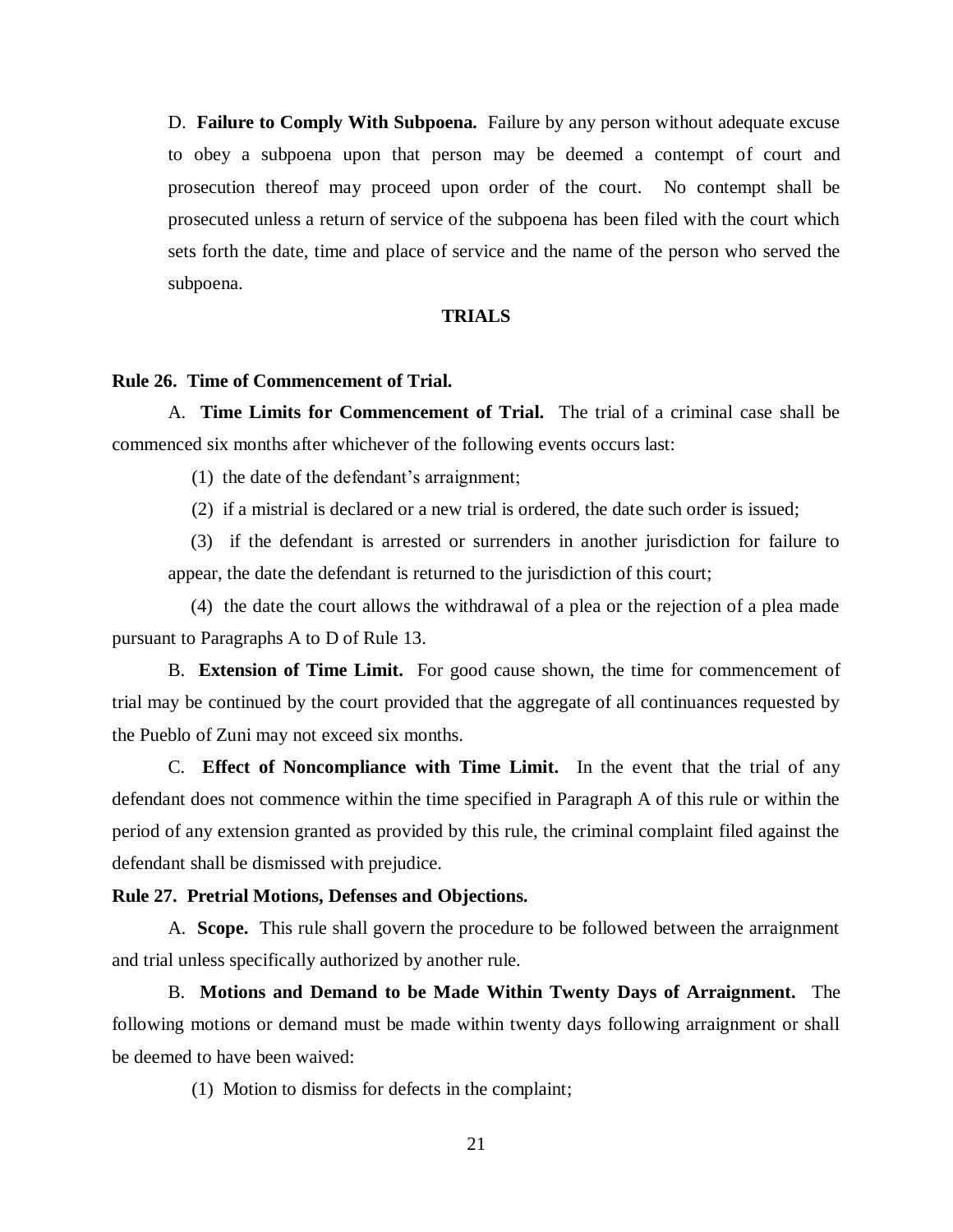D. **Failure to Comply With Subpoena.** Failure by any person without adequate excuse to obey a subpoena upon that person may be deemed a contempt of court and prosecution thereof may proceed upon order of the court. No contempt shall be prosecuted unless a return of service of the subpoena has been filed with the court which sets forth the date, time and place of service and the name of the person who served the subpoena.

## TRIALS

### Rule 26. Time of Commencement of Trial.

A. **Time Limits for Commencement of Trial.** The trial of a criminal case shall be commenced six months after whichever of the following events occurs last:

(1) the date of the defendant's arraignment;

(2) if a mistrial is declared or a new trial is ordered, the date such order is issued;

(3) if the defendant is arrested or surrenders in another jurisdiction for failure to appear, the date the defendant is returned to the jurisdiction of this court;

(4) the date the court allows the withdrawal of a plea or the rejection of a plea made pursuant to Paragraphs A to D of Rule 13.

B. **Extension of Time Limit.** For good cause shown, the time for commencement of trial may be continued by the court provided that the aggregate of all continuances requested by the Pueblo of Zuni may not exceed six months.

C. **Effect of Noncompliance with Time Limit.** In the event that the trial of any defendant does not commence within the time specified in Paragraph A of this rule or within the period of any extension granted as provided by this rule, the criminal complaint filed against the defendant shall be dismissed with prejudice.

### Rule 27. Pretrial Motions, Defenses and Objections.

A. **Scope.** This rule shall govern the procedure to be followed between the arraignment and trial unless specifically authorized by another rule.

B. **Motions and Demand to be Made Within Twenty Days of Arraignment.** The following motions or demand must be made within twenty days following arraignment or shall be deemed to have been waived:

(1) Motion to dismiss for defects in the complaint;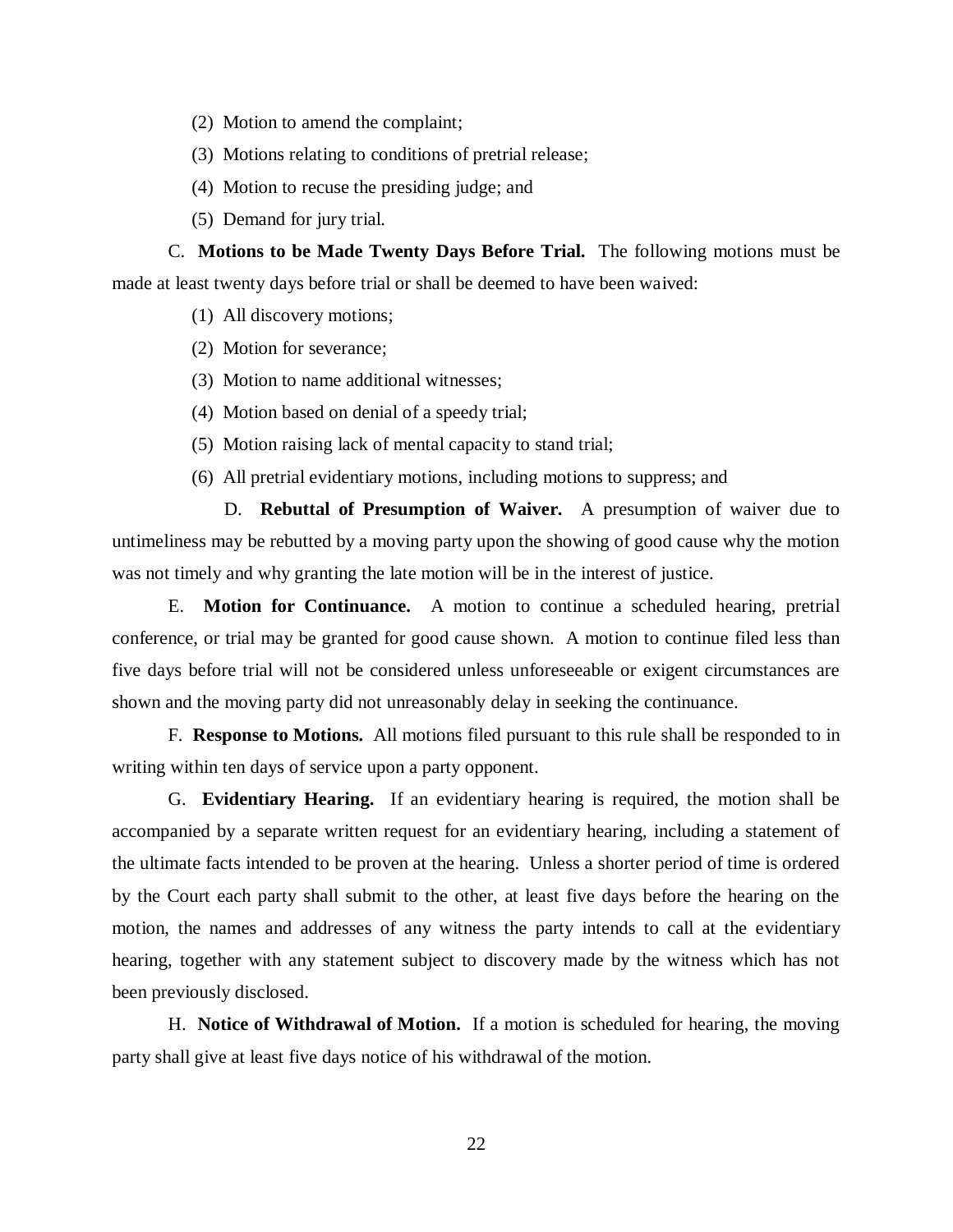(2) Motion to amend the complaint;

(3) Motions relating to conditions of pretrial release;

(4) Motion to recuse the presiding judge; and

(5) Demand for jury trial.

C. **Motions to be Made Twenty Days Before Trial.** The following motions must be made at least twenty days before trial or shall be deemed to have been waived:

(1) All discovery motions;

(2) Motion for severance;

(3) Motion to name additional witnesses;

(4) Motion based on denial of a speedy trial;

(5) Motion raising lack of mental capacity to stand trial;

(6) All pretrial evidentiary motions, including motions to suppress; and

D. **Rebuttal of Presumption of Waiver.** A presumption of waiver due to untimeliness may be rebutted by a moving party upon the showing of good cause why the motion was not timely and why granting the late motion will be in the interest of justice.

E. **Motion for Continuance.** A motion to continue a scheduled hearing, pretrial conference, or trial may be granted for good cause shown. A motion to continue filed less than five days before trial will not be considered unless unforeseeable or exigent circumstances are shown and the moving party did not unreasonably delay in seeking the continuance.

F. **Response to Motions.** All motions filed pursuant to this rule shall be responded to in writing within ten days of service upon a party opponent.

G. **Evidentiary Hearing.** If an evidentiary hearing is required, the motion shall be accompanied by a separate written request for an evidentiary hearing, including a statement of the ultimate facts intended to be proven at the hearing. Unless a shorter period of time is ordered by the Court each party shall submit to the other, at least five days before the hearing on the motion, the names and addresses of any witness the party intends to call at the evidentiary hearing, together with any statement subject to discovery made by the witness which has not been previously disclosed.

H. **Notice of Withdrawal of Motion.** If a motion is scheduled for hearing, the moving party shall give at least five days notice of his withdrawal of the motion.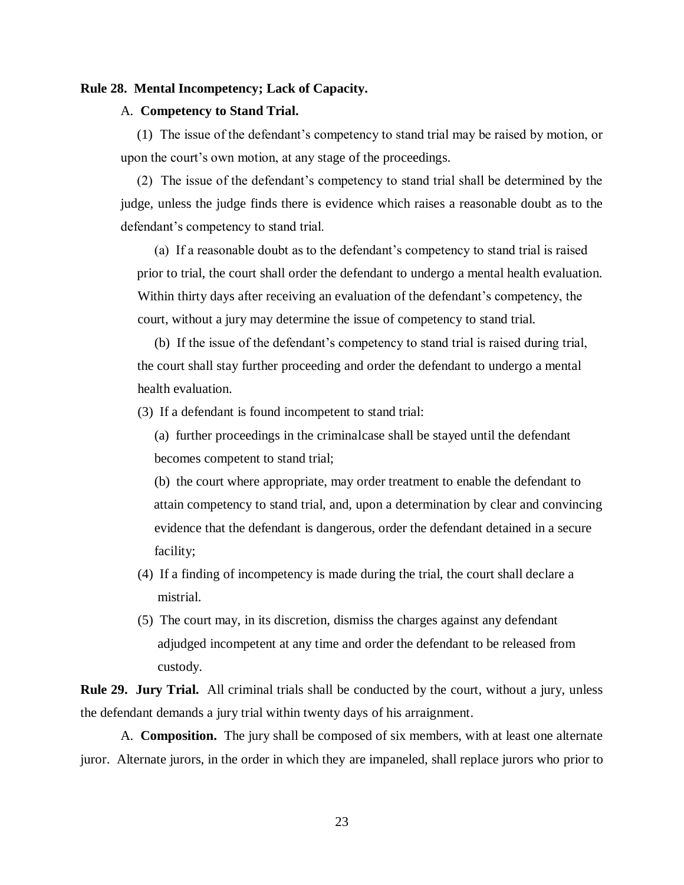**Rule 28. Mental Incompetency; Lack of Capacity.**

A. **Competency to Stand Trial.**

(1) The issue of the defendant's competency to stand trial may be raised by motion, or upon the court's own motion, at any stage of the proceedings.

(2) The issue of the defendant's competency to stand trial shall be determined by the judge, unless the judge finds there is evidence which raises a reasonable doubt as to the defendant's competency to stand trial.

(a) If a reasonable doubt as to the defendant's competency to stand trial is raised prior to trial, the court shall order the defendant to undergo a mental health evaluation. Within thirty days after receiving an evaluation of the defendant's competency, the court, without a jury may determine the issue of competency to stand trial.

(b) If the issue of the defendant's competency to stand trial is raised during trial, the court shall stay further proceeding and order the defendant to undergo a mental health evaluation.

(3) If a defendant is found incompetent to stand trial:

(a) further proceedings in the criminalcase shall be stayed until the defendant becomes competent to stand trial;

(b) the court where appropriate, may order treatment to enable the defendant to attain competency to stand trial, and, upon a determination by clear and convincing evidence that the defendant is dangerous, order the defendant detained in a secure facility;

(4) If a finding of incompetency is made during the trial, the court shall declare a mistrial.

(5) The court may, in its discretion, dismiss the charges against any defendant adjudged incompetent at any time and order the defendant to be released from custody.

**Rule 29. Jury Trial.** All criminal trials shall be conducted by the court, without a jury, unless the defendant demands a jury trial within twenty days of his arraignment.

A. **Composition.** The jury shall be composed of six members, with at least one alternate juror. Alternate jurors, in the order in which they are impaneled, shall replace jurors who prior to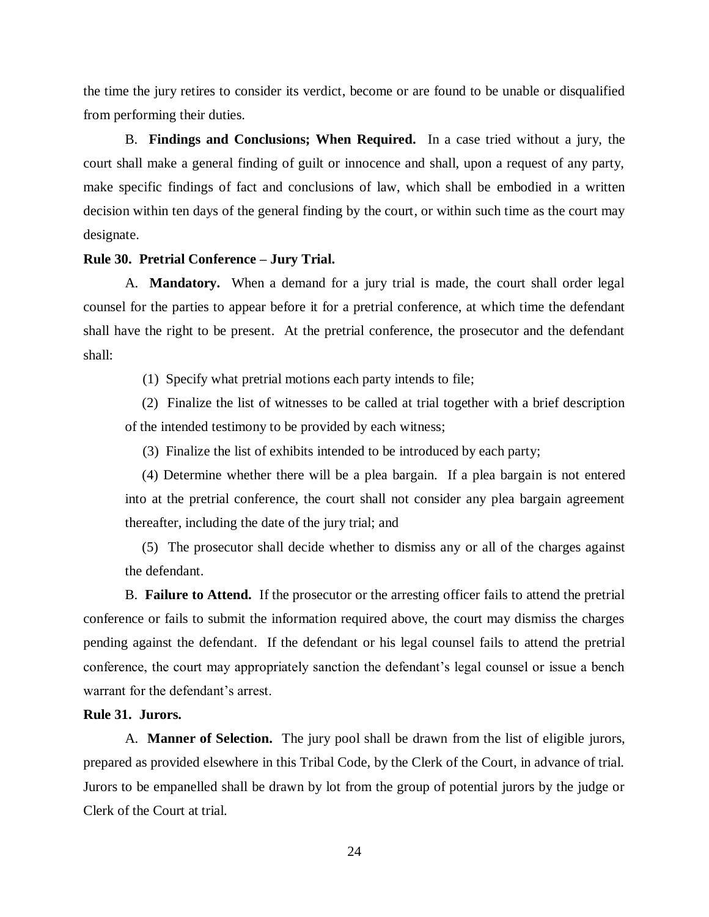the time the jury retires to consider its verdict, become or are found to be unable or disqualified from performing their duties.

B. **Findings and Conclusions; When Required.** In a case tried without a jury, the court shall make a general finding of guilt or innocence and shall, upon a request of any party, make specific findings of fact and conclusions of law, which shall be embodied in a written decision within ten days of the general finding by the court, or within such time as the court may designate.

**Rule 30. Pretrial Conference – Jury Trial.**

A. **Mandatory.** When a demand for a jury trial is made, the court shall order legal counsel for the parties to appear before it for a pretrial conference, at which time the defendant shall have the right to be present. At the pretrial conference, the prosecutor and the defendant shall:

(1) Specify what pretrial motions each party intends to file;

(2) Finalize the list of witnesses to be called at trial together with a brief description of the intended testimony to be provided by each witness;

(3) Finalize the list of exhibits intended to be introduced by each party;

(4) Determine whether there will be a plea bargain. If a plea bargain is not entered into at the pretrial conference, the court shall not consider any plea bargain agreement thereafter, including the date of the jury trial; and

(5) The prosecutor shall decide whether to dismiss any or all of the charges against the defendant.

B. **Failure to Attend.** If the prosecutor or the arresting officer fails to attend the pretrial conference or fails to submit the information required above, the court may dismiss the charges pending against the defendant. If the defendant or his legal counsel fails to attend the pretrial conference, the court may appropriately sanction the defendant's legal counsel or issue a bench warrant for the defendant's arrest.

**Rule 31. Jurors.**

A. **Manner of Selection.** The jury pool shall be drawn from the list of eligible jurors, prepared as provided elsewhere in this Tribal Code, by the Clerk of the Court, in advance of trial. Jurors to be empanelled shall be drawn by lot from the group of potential jurors by the judge or Clerk of the Court at trial.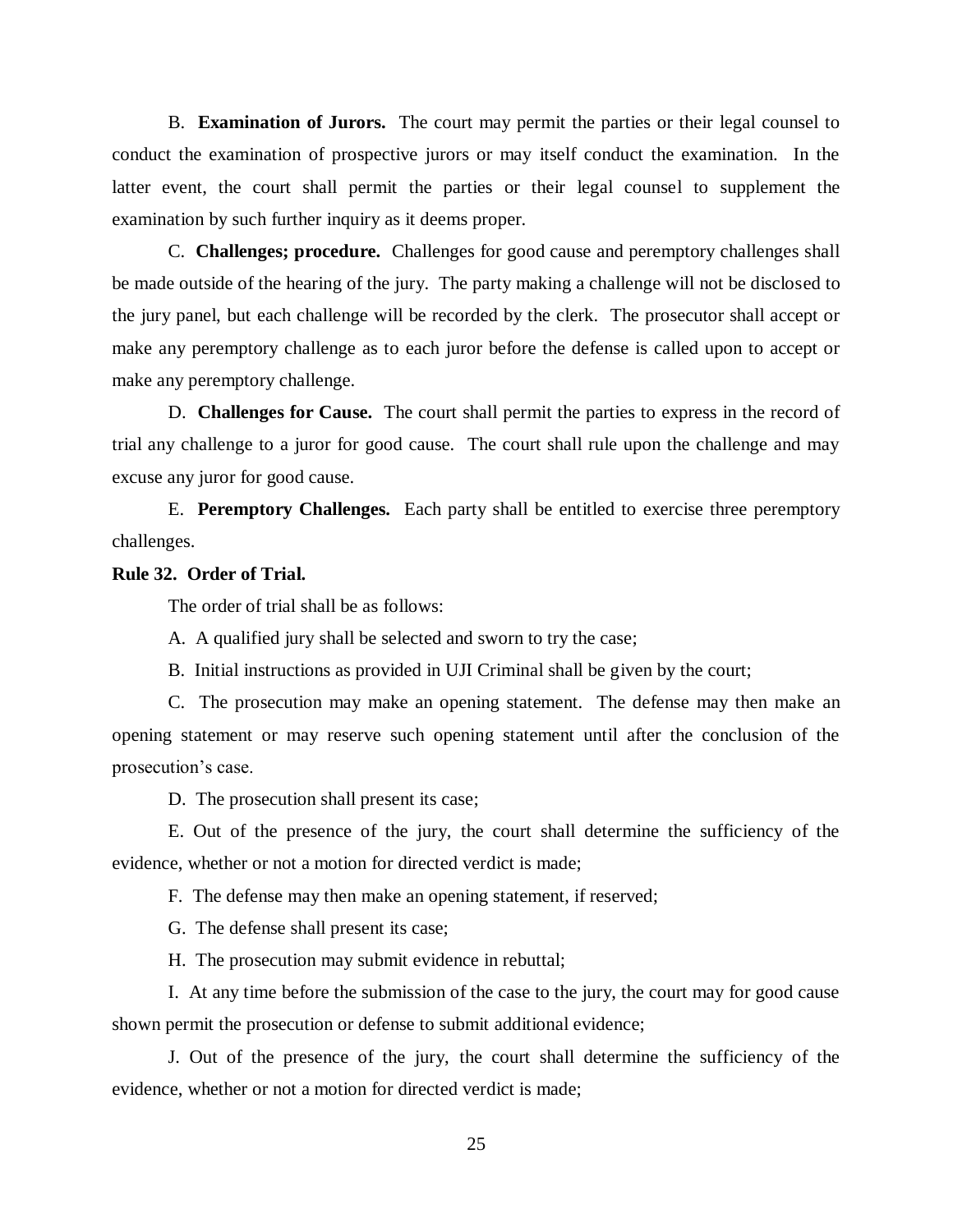B. **Examination of Jurors.** The court may permit the parties or their legal counsel to conduct the examination of prospective jurors or may itself conduct the examination. In the latter event, the court shall permit the parties or their legal counsel to supplement the examination by such further inquiry as it deems proper.

C. **Challenges; procedure.** Challenges for good cause and peremptory challenges shall be made outside of the hearing of the jury. The party making a challenge will not be disclosed to the jury panel, but each challenge will be recorded by the clerk. The prosecutor shall accept or make any peremptory challenge as to each juror before the defense is called upon to accept or make any peremptory challenge.

D. **Challenges for Cause.** The court shall permit the parties to express in the record of trial any challenge to a juror for good cause. The court shall rule upon the challenge and may excuse any juror for good cause.

E. **Peremptory Challenges.** Each party shall be entitled to exercise three peremptory challenges.

**Rule 32. Order of Trial.**

The order of trial shall be as follows:

A. A qualified jury shall be selected and sworn to try the case;

B. Initial instructions as provided in UJI Criminal shall be given by the court;

C. The prosecution may make an opening statement. The defense may then make an opening statement or may reserve such opening statement until after the conclusion of the prosecution's case.

D. The prosecution shall present its case;

E. Out of the presence of the jury, the court shall determine the sufficiency of the evidence, whether or not a motion for directed verdict is made;

F. The defense may then make an opening statement, if reserved;

G. The defense shall present its case;

H. The prosecution may submit evidence in rebuttal;

I. At any time before the submission of the case to the jury, the court may for good cause shown permit the prosecution or defense to submit additional evidence;

J. Out of the presence of the jury, the court shall determine the sufficiency of the evidence, whether or not a motion for directed verdict is made;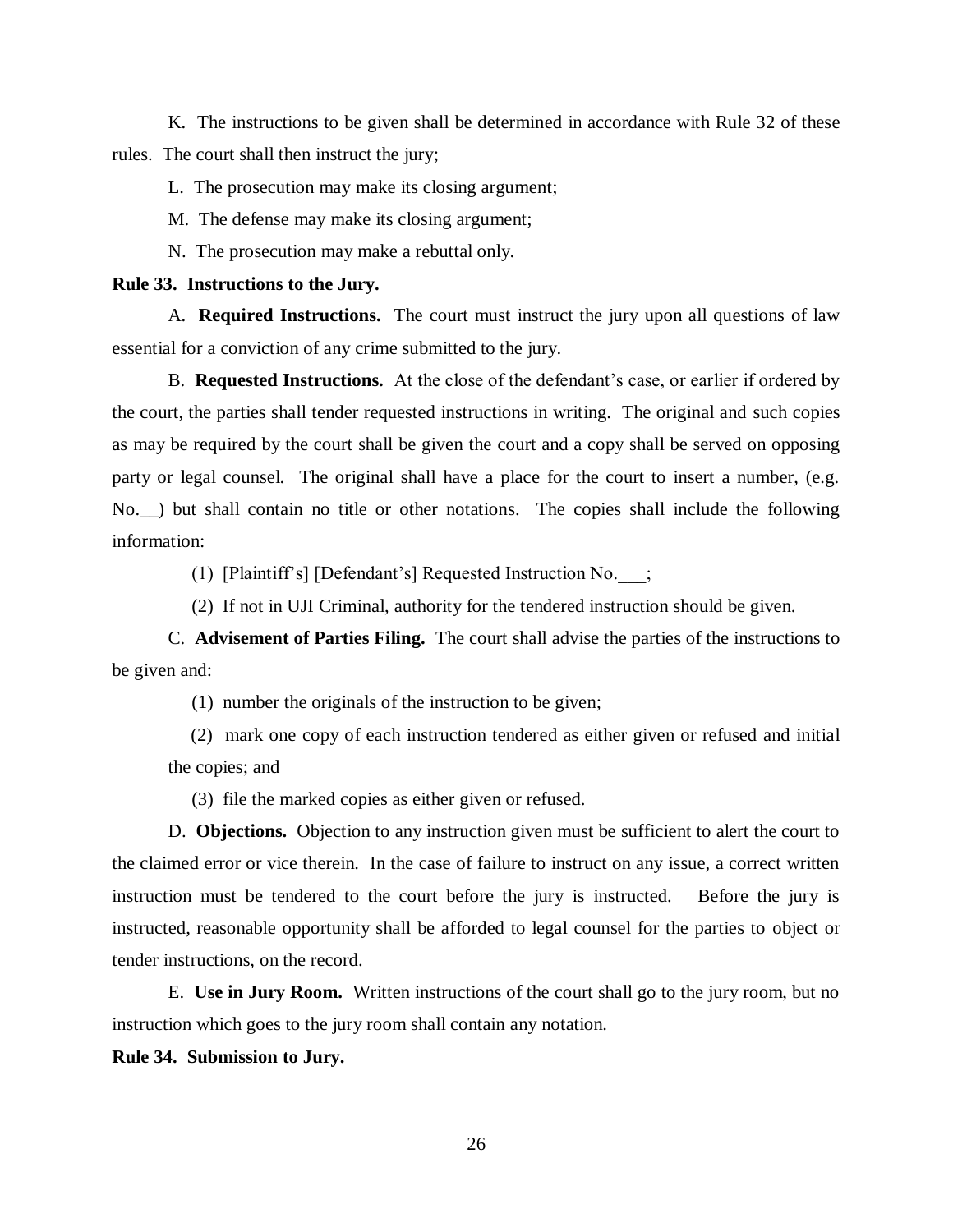K. The instructions to be given shall be determined in accordance with Rule 32 of these rules. The court shall then instruct the jury;

L. The prosecution may make its closing argument;

M. The defense may make its closing argument;

N. The prosecution may make a rebuttal only.

**Rule 33. Instructions to the Jury.**

A. **Required Instructions.** The court must instruct the jury upon all questions of law essential for a conviction of any crime submitted to the jury.

B. **Requested Instructions.** At the close of the defendant's case, or earlier if ordered by the court, the parties shall tender requested instructions in writing. The original and such copies as may be required by the court shall be given the court and a copy shall be served on opposing party or legal counsel. The original shall have a place for the court to insert a number, (e.g. No.__) but shall contain no title or other notations. The copies shall include the following information:

(1) [Plaintiff's] [Defendant's] Requested Instruction No.___;

(2) If not in UJI Criminal, authority for the tendered instruction should be given.

C. **Advisement of Parties Filing.** The court shall advise the parties of the instructions to be given and:

(1) number the originals of the instruction to be given;

(2) mark one copy of each instruction tendered as either given or refused and initial the copies; and

(3) file the marked copies as either given or refused.

D. **Objections.** Objection to any instruction given must be sufficient to alert the court to the claimed error or vice therein. In the case of failure to instruct on any issue, a correct written instruction must be tendered to the court before the jury is instructed. Before the jury is instructed, reasonable opportunity shall be afforded to legal counsel for the parties to object or tender instructions, on the record.

E. **Use in Jury Room.** Written instructions of the court shall go to the jury room, but no instruction which goes to the jury room shall contain any notation.

**Rule 34. Submission to Jury.**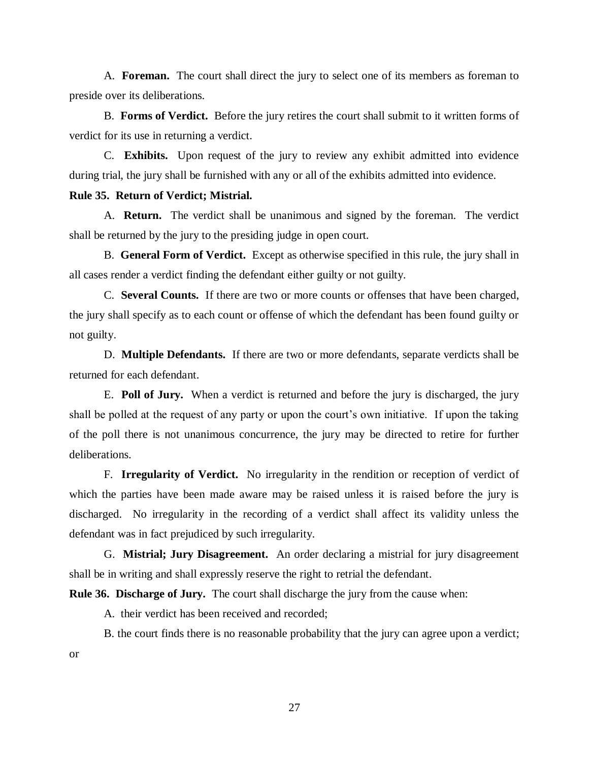A. **Foreman.** The court shall direct the jury to select one of its members as foreman to preside over its deliberations.

B. **Forms of Verdict.** Before the jury retires the court shall submit to it written forms of verdict for its use in returning a verdict.

C. **Exhibits.** Upon request of the jury to review any exhibit admitted into evidence during trial, the jury shall be furnished with any or all of the exhibits admitted into evidence.

**Rule 35. Return of Verdict; Mistrial.**

A. **Return.** The verdict shall be unanimous and signed by the foreman. The verdict shall be returned by the jury to the presiding judge in open court.

B. **General Form of Verdict.** Except as otherwise specified in this rule, the jury shall in all cases render a verdict finding the defendant either guilty or not guilty.

C. **Several Counts.** If there are two or more counts or offenses that have been charged, the jury shall specify as to each count or offense of which the defendant has been found guilty or not guilty.

D. **Multiple Defendants.** If there are two or more defendants, separate verdicts shall be returned for each defendant.

E. **Poll of Jury.** When a verdict is returned and before the jury is discharged, the jury shall be polled at the request of any party or upon the court's own initiative. If upon the taking of the poll there is not unanimous concurrence, the jury may be directed to retire for further deliberations.

F. **Irregularity of Verdict.** No irregularity in the rendition or reception of verdict of which the parties have been made aware may be raised unless it is raised before the jury is discharged. No irregularity in the recording of a verdict shall affect its validity unless the defendant was in fact prejudiced by such irregularity.

G. **Mistrial; Jury Disagreement.** An order declaring a mistrial for jury disagreement shall be in writing and shall expressly reserve the right to retrial the defendant.

**Rule 36. Discharge of Jury.** The court shall discharge the jury from the cause when:

A. their verdict has been received and recorded;

B. the court finds there is no reasonable probability that the jury can agree upon a verdict; or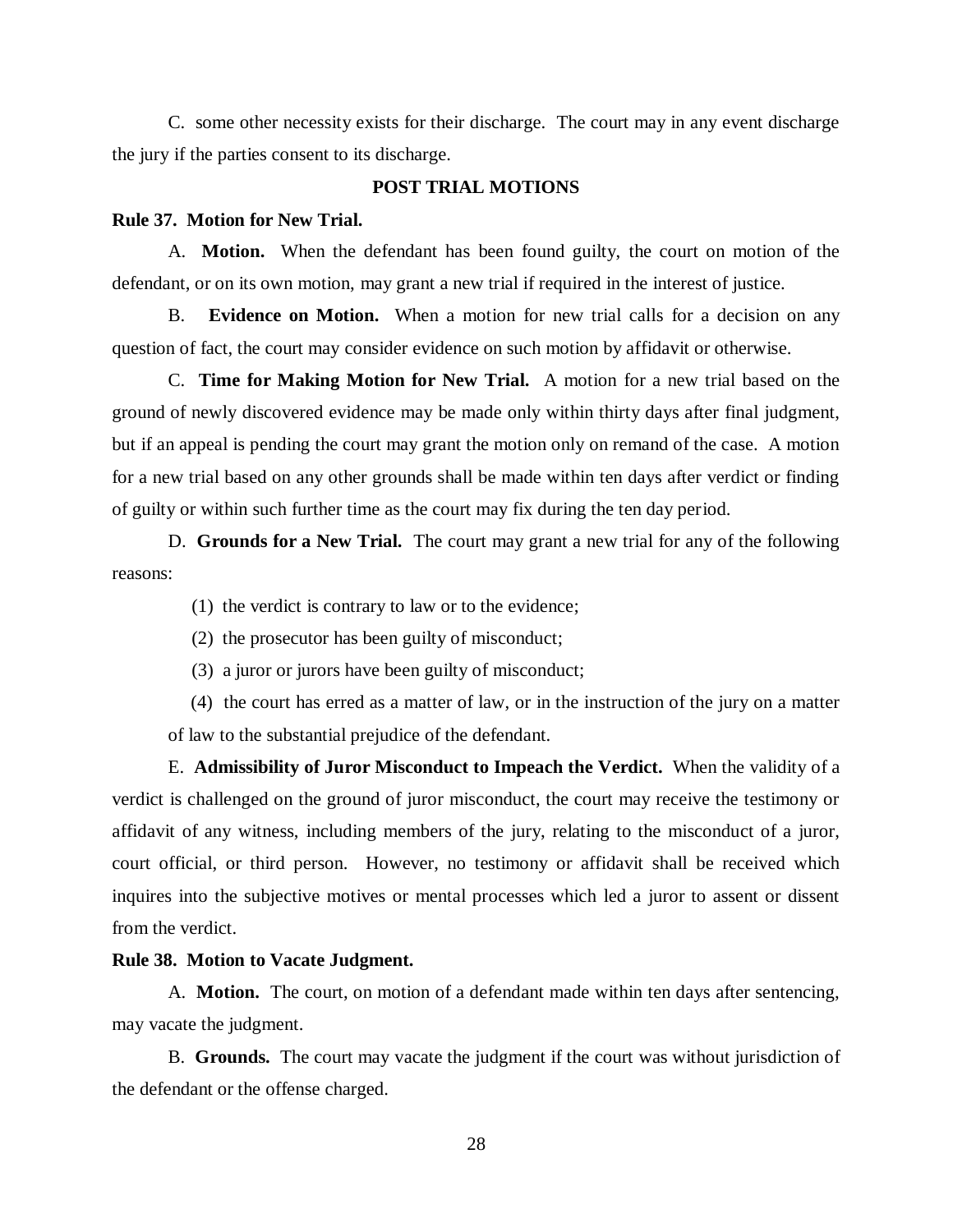C. some other necessity exists for their discharge. The court may in any event discharge the jury if the parties consent to its discharge.

## POST TRIAL MOTIONS

### Rule 37. Motion for New Trial.

A. **Motion.** When the defendant has been found guilty, the court on motion of the defendant, or on its own motion, may grant a new trial if required in the interest of justice.

B. **Evidence on Motion.** When a motion for new trial calls for a decision on any question of fact, the court may consider evidence on such motion by affidavit or otherwise.

C. **Time for Making Motion for New Trial.** A motion for a new trial based on the ground of newly discovered evidence may be made only within thirty days after final judgment, but if an appeal is pending the court may grant the motion only on remand of the case. A motion for a new trial based on any other grounds shall be made within ten days after verdict or finding of guilty or within such further time as the court may fix during the ten day period.

D. **Grounds for a New Trial.** The court may grant a new trial for any of the following reasons:

(1) the verdict is contrary to law or to the evidence;

(2) the prosecutor has been guilty of misconduct;

(3) a juror or jurors have been guilty of misconduct;

(4) the court has erred as a matter of law, or in the instruction of the jury on a matter of law to the substantial prejudice of the defendant.

E. **Admissibility of Juror Misconduct to Impeach the Verdict.** When the validity of a verdict is challenged on the ground of juror misconduct, the court may receive the testimony or affidavit of any witness, including members of the jury, relating to the misconduct of a juror, court official, or third person. However, no testimony or affidavit shall be received which inquires into the subjective motives or mental processes which led a juror to assent or dissent from the verdict.

### Rule 38. Motion to Vacate Judgment.

A. **Motion.** The court, on motion of a defendant made within ten days after sentencing, may vacate the judgment.

B. **Grounds.** The court may vacate the judgment if the court was without jurisdiction of the defendant or the offense charged.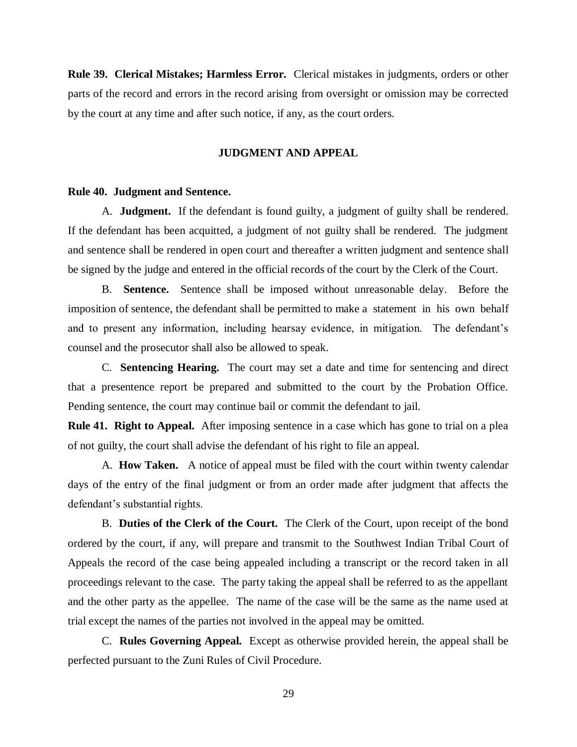**Rule 39. Clerical Mistakes; Harmless Error.** Clerical mistakes in judgments, orders or other parts of the record and errors in the record arising from oversight or omission may be corrected by the court at any time and after such notice, if any, as the court orders.

## JUDGMENT AND APPEAL

**Rule 40. Judgment and Sentence.**

A. **Judgment.** If the defendant is found guilty, a judgment of guilty shall be rendered. If the defendant has been acquitted, a judgment of not guilty shall be rendered. The judgment and sentence shall be rendered in open court and thereafter a written judgment and sentence shall be signed by the judge and entered in the official records of the court by the Clerk of the Court.

B. **Sentence.** Sentence shall be imposed without unreasonable delay. Before the imposition of sentence, the defendant shall be permitted to make a statement in his own behalf and to present any information, including hearsay evidence, in mitigation. The defendant's counsel and the prosecutor shall also be allowed to speak.

C. **Sentencing Hearing.** The court may set a date and time for sentencing and direct that a presentence report be prepared and submitted to the court by the Probation Office. Pending sentence, the court may continue bail or commit the defendant to jail.

**Rule 41. Right to Appeal.** After imposing sentence in a case which has gone to trial on a plea of not guilty, the court shall advise the defendant of his right to file an appeal.

A. **How Taken.** A notice of appeal must be filed with the court within twenty calendar days of the entry of the final judgment or from an order made after judgment that affects the defendant's substantial rights.

B. **Duties of the Clerk of the Court.** The Clerk of the Court, upon receipt of the bond ordered by the court, if any, will prepare and transmit to the Southwest Indian Tribal Court of Appeals the record of the case being appealed including a transcript or the record taken in all proceedings relevant to the case. The party taking the appeal shall be referred to as the appellant and the other party as the appellee. The name of the case will be the same as the name used at trial except the names of the parties not involved in the appeal may be omitted.

C. **Rules Governing Appeal.** Except as otherwise provided herein, the appeal shall be perfected pursuant to the Zuni Rules of Civil Procedure.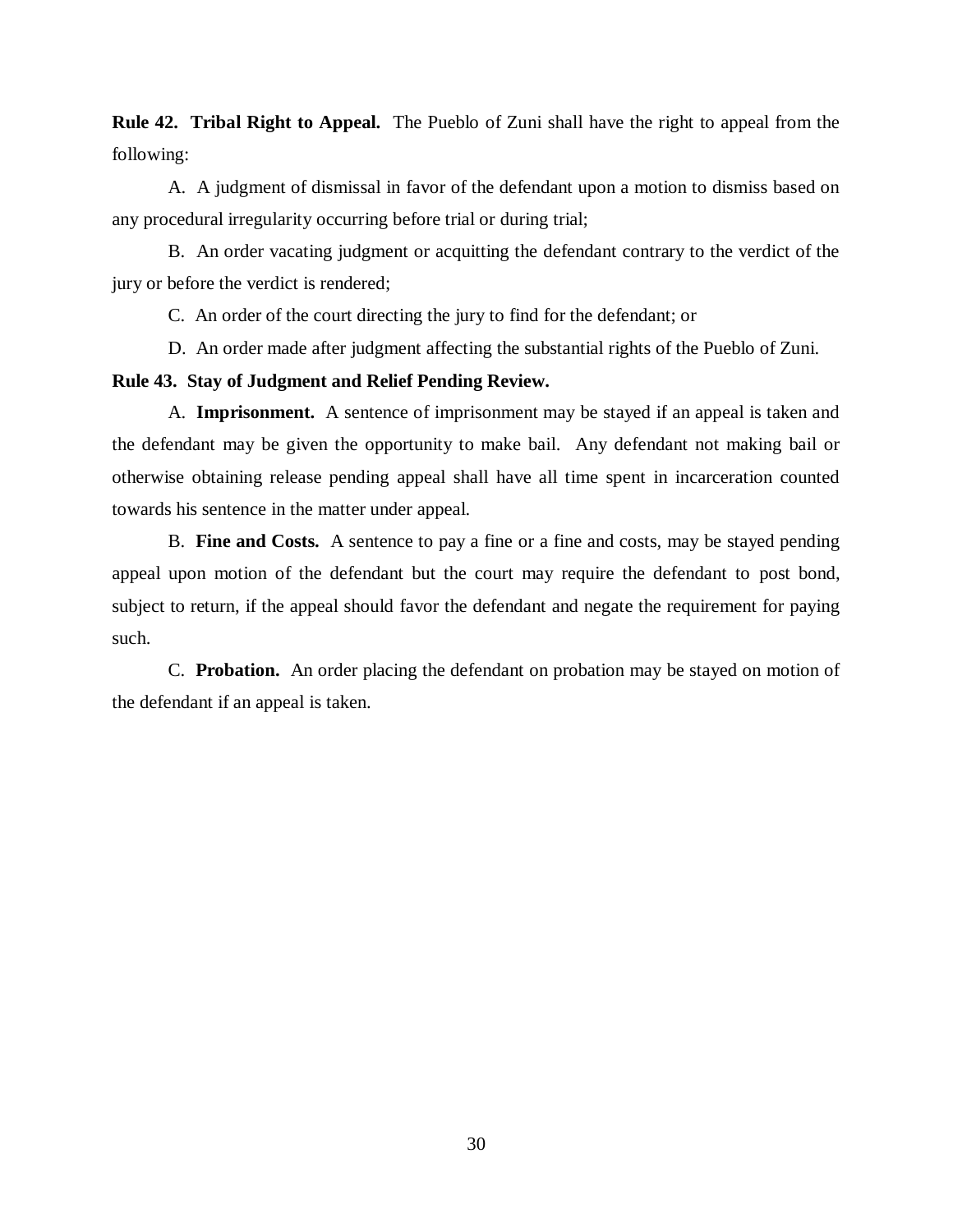**Rule 42. Tribal Right to Appeal.** The Pueblo of Zuni shall have the right to appeal from the following:

A. A judgment of dismissal in favor of the defendant upon a motion to dismiss based on any procedural irregularity occurring before trial or during trial;

B. An order vacating judgment or acquitting the defendant contrary to the verdict of the jury or before the verdict is rendered;

C. An order of the court directing the jury to find for the defendant; or

D. An order made after judgment affecting the substantial rights of the Pueblo of Zuni.

**Rule 43. Stay of Judgment and Relief Pending Review.**

A. **Imprisonment.** A sentence of imprisonment may be stayed if an appeal is taken and the defendant may be given the opportunity to make bail. Any defendant not making bail or otherwise obtaining release pending appeal shall have all time spent in incarceration counted towards his sentence in the matter under appeal.

B. **Fine and Costs.** A sentence to pay a fine or a fine and costs, may be stayed pending appeal upon motion of the defendant but the court may require the defendant to post bond, subject to return, if the appeal should favor the defendant and negate the requirement for paying such.

C. **Probation.** An order placing the defendant on probation may be stayed on motion of the defendant if an appeal is taken.